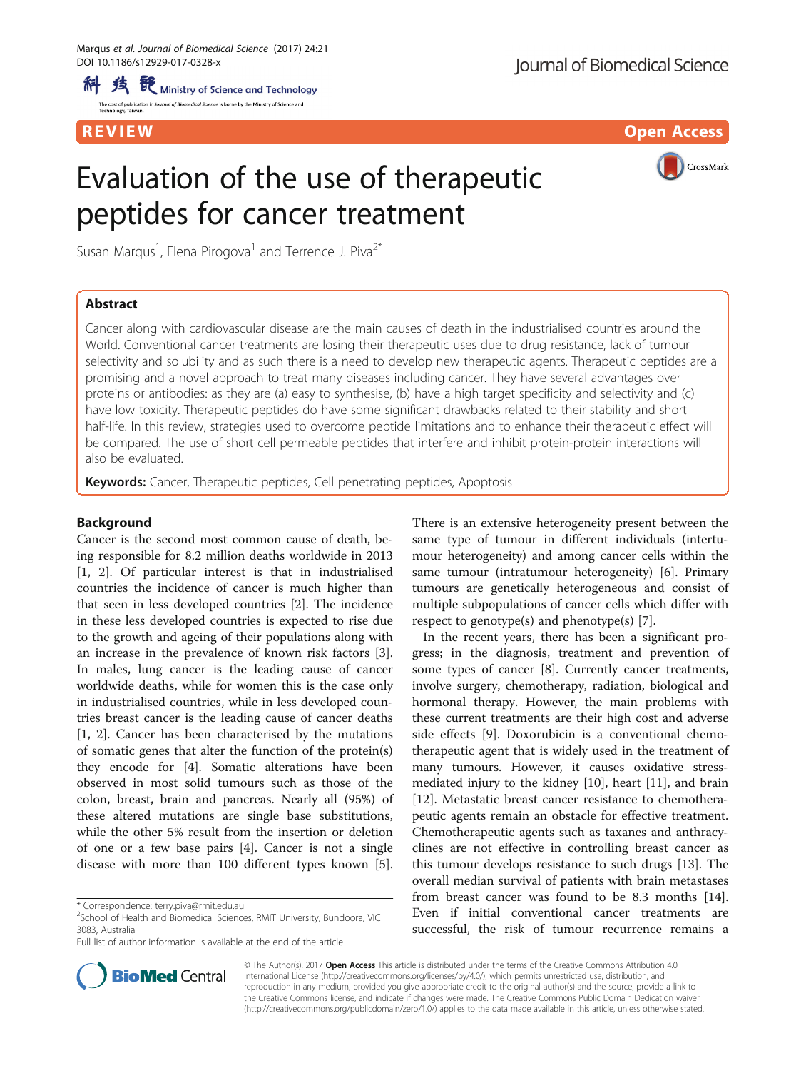REVIEW

Open Access

# Evaluation of the use of therapeutic peptides for cancer treatment

Susan Marqus[1], Elena Pirogova[1] and Terrence J. Piva[2*]

## Abstract

Cancer along with cardiovascular disease are the main causes of death in the industrialised countries around the World. Conventional cancer treatments are losing their therapeutic uses due to drug resistance, lack of tumour selectivity and solubility and as such there is a need to develop new therapeutic agents. Therapeutic peptides are a promising and a novel approach to treat many diseases including cancer. They have several advantages over proteins or antibodies: as they are (a) easy to synthesise, (b) have a high target specificity and selectivity and (c) have low toxicity. Therapeutic peptides do have some significant drawbacks related to their stability and short half-life. In this review, strategies used to overcome peptide limitations and to enhance their therapeutic effect will be compared. The use of short cell permeable peptides that interfere and inhibit protein-protein interactions will also be evaluated.

**Keywords:** Cancer, Therapeutic peptides, Cell penetrating peptides, Apoptosis

## Background

Cancer is the second most common cause of death, being responsible for 8.2 million deaths worldwide in 2013 [1, 2]. Of particular interest is that in industrialised countries the incidence of cancer is much higher than that seen in less developed countries [2]. The incidence in these less developed countries is expected to rise due to the growth and ageing of their populations along with an increase in the prevalence of known risk factors [3]. In males, lung cancer is the leading cause of cancer worldwide deaths, while for women this is the case only in industrialised countries, while in less developed countries breast cancer is the leading cause of cancer deaths [1, 2]. Cancer has been characterised by the mutations of somatic genes that alter the function of the protein(s) they encode for [4]. Somatic alterations have been observed in most solid tumours such as those of the colon, breast, brain and pancreas. Nearly all (95%) of these altered mutations are single base substitutions, while the other 5% result from the insertion or deletion of one or a few base pairs [4]. Cancer is not a single disease with more than 100 different types known [5]. There is an extensive heterogeneity present between the same type of tumour in different individuals (intertumour heterogeneity) and among cancer cells within the same tumour (intratumour heterogeneity) [6]. Primary tumours are genetically heterogeneous and consist of multiple subpopulations of cancer cells which differ with respect to genotype(s) and phenotype(s) [7].

In the recent years, there has been a significant progress; in the diagnosis, treatment and prevention of some types of cancer [8]. Currently cancer treatments, involve surgery, chemotherapy, radiation, biological and hormonal therapy. However, the main problems with these current treatments are their high cost and adverse side effects [9]. Doxorubicin is a conventional chemotherapeutic agent that is widely used in the treatment of many tumours. However, it causes oxidative stress-mediated injury to the kidney [10], heart [11], and brain [12]. Metastatic breast cancer resistance to chemotherapeutic agents remain an obstacle for effective treatment. Chemotherapeutic agents such as taxanes and anthracyclines are not effective in controlling breast cancer as this tumour develops resistance to such drugs [13]. The overall median survival of patients with brain metastases from breast cancer was found to be 8.3 months [14]. Even if initial conventional cancer treatments are successful, the risk of tumour recurrence remains a

* Correspondence: terry.piva@rmit.edu.au
[2]School of Health and Biomedical Sciences, RMIT University, Bundoora, VIC 3083, Australia
Full list of author information is available at the end of the article

© The Author(s). 2017 **Open Access** This article is distributed under the terms of the Creative Commons Attribution 4.0 International License (http://creativecommons.org/licenses/by/4.0/), which permits unrestricted use, distribution, and reproduction in any medium, provided you give appropriate credit to the original author(s) and the source, provide a link to the Creative Commons license, and indicate if changes were made. The Creative Commons Public Domain Dedication waiver (http://creativecommons.org/publicdomain/zero/1.0/) applies to the data made available in this article, unless otherwise stated.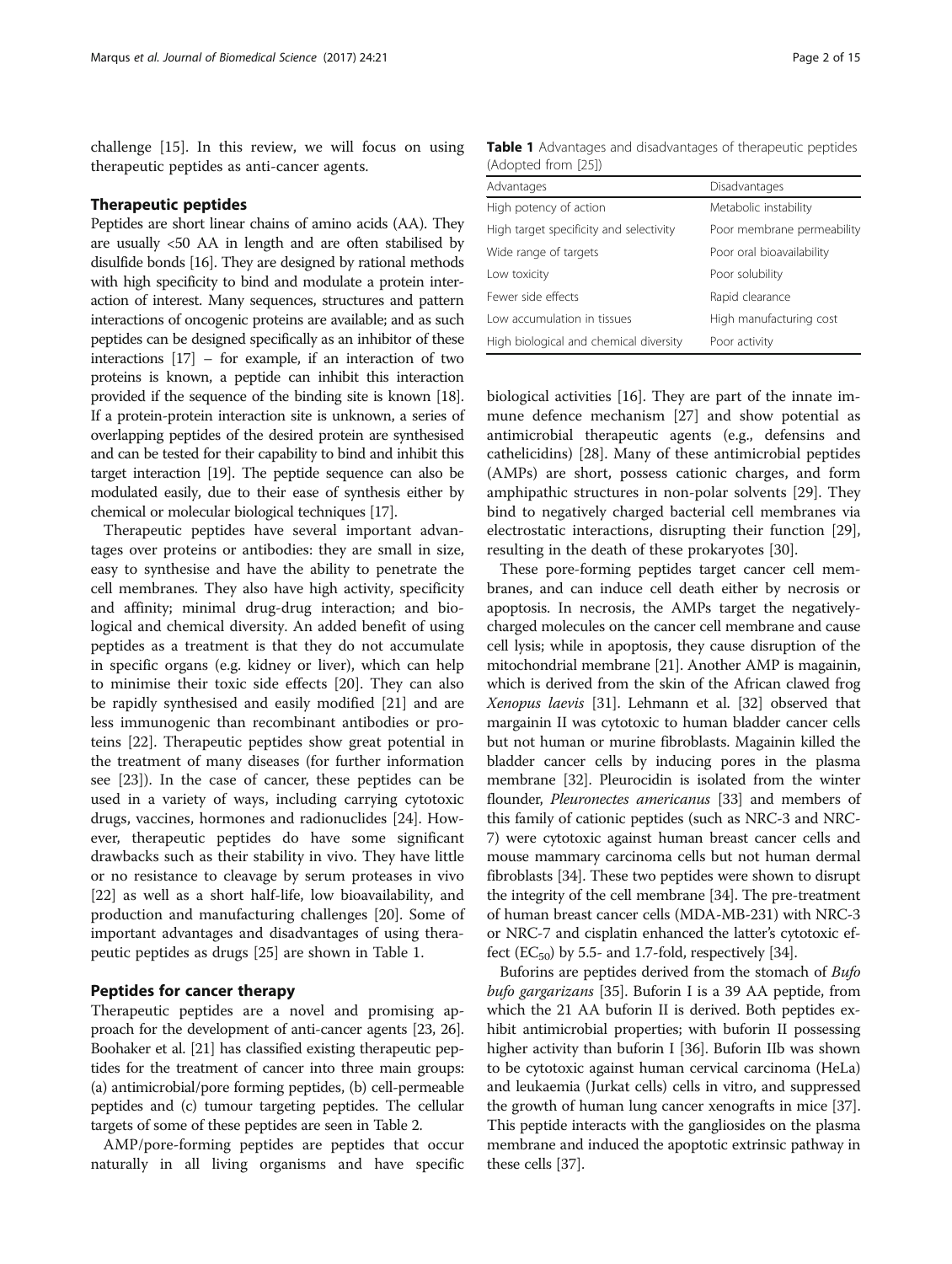challenge [15]. In this review, we will focus on using therapeutic peptides as anti-cancer agents.

## Therapeutic peptides

Peptides are short linear chains of amino acids (AA). They are usually <50 AA in length and are often stabilised by disulfide bonds [16]. They are designed by rational methods with high specificity to bind and modulate a protein interaction of interest. Many sequences, structures and pattern interactions of oncogenic proteins are available; and as such peptides can be designed specifically as an inhibitor of these interactions [17] – for example, if an interaction of two proteins is known, a peptide can inhibit this interaction provided if the sequence of the binding site is known [18]. If a protein-protein interaction site is unknown, a series of overlapping peptides of the desired protein are synthesised and can be tested for their capability to bind and inhibit this target interaction [19]. The peptide sequence can also be modulated easily, due to their ease of synthesis either by chemical or molecular biological techniques [17].

Therapeutic peptides have several important advantages over proteins or antibodies: they are small in size, easy to synthesise and have the ability to penetrate the cell membranes. They also have high activity, specificity and affinity; minimal drug-drug interaction; and biological and chemical diversity. An added benefit of using peptides as a treatment is that they do not accumulate in specific organs (e.g. kidney or liver), which can help to minimise their toxic side effects [20]. They can also be rapidly synthesised and easily modified [21] and are less immunogenic than recombinant antibodies or proteins [22]. Therapeutic peptides show great potential in the treatment of many diseases (for further information see [23]). In the case of cancer, these peptides can be used in a variety of ways, including carrying cytotoxic drugs, vaccines, hormones and radionuclides [24]. However, therapeutic peptides do have some significant drawbacks such as their stability in vivo. They have little or no resistance to cleavage by serum proteases in vivo [22] as well as a short half-life, low bioavailability, and production and manufacturing challenges [20]. Some of important advantages and disadvantages of using therapeutic peptides as drugs [25] are shown in Table 1.

**Table 1** Advantages and disadvantages of therapeutic peptides (Adopted from [25])

| Advantages | Disadvantages |
|---|---|
| High potency of action | Metabolic instability |
| High target specificity and selectivity | Poor membrane permeability |
| Wide range of targets | Poor oral bioavailability |
| Low toxicity | Poor solubility |
| Fewer side effects | Rapid clearance |
| Low accumulation in tissues | High manufacturing cost |
| High biological and chemical diversity | Poor activity |

## Peptides for cancer therapy

Therapeutic peptides are a novel and promising approach for the development of anti-cancer agents [23, 26]. Boohaker et al. [21] has classified existing therapeutic peptides for the treatment of cancer into three main groups: (a) antimicrobial/pore forming peptides, (b) cell-permeable peptides and (c) tumour targeting peptides. The cellular targets of some of these peptides are seen in Table 2.

AMP/pore-forming peptides are peptides that occur naturally in all living organisms and have specific biological activities [16]. They are part of the innate immune defence mechanism [27] and show potential as antimicrobial therapeutic agents (e.g., defensins and cathelicidins) [28]. Many of these antimicrobial peptides (AMPs) are short, possess cationic charges, and form amphipathic structures in non-polar solvents [29]. They bind to negatively charged bacterial cell membranes via electrostatic interactions, disrupting their function [29], resulting in the death of these prokaryotes [30].

These pore-forming peptides target cancer cell membranes, and can induce cell death either by necrosis or apoptosis. In necrosis, the AMPs target the negatively-charged molecules on the cancer cell membrane and cause cell lysis; while in apoptosis, they cause disruption of the mitochondrial membrane [21]. Another AMP is magainin, which is derived from the skin of the African clawed frog *Xenopus laevis* [31]. Lehmann et al. [32] observed that margainin II was cytotoxic to human bladder cancer cells but not human or murine fibroblasts. Magainin killed the bladder cancer cells by inducing pores in the plasma membrane [32]. Pleurocidin is isolated from the winter flounder, *Pleuronectes americanus* [33] and members of this family of cationic peptides (such as NRC-3 and NRC-7) were cytotoxic against human breast cancer cells and mouse mammary carcinoma cells but not human dermal fibroblasts [34]. These two peptides were shown to disrupt the integrity of the cell membrane [34]. The pre-treatment of human breast cancer cells (MDA-MB-231) with NRC-3 or NRC-7 and cisplatin enhanced the latter's cytotoxic effect ($EC_{50}$) by 5.5- and 1.7-fold, respectively [34].

Buforins are peptides derived from the stomach of *Bufo bufo gargarizans* [35]. Buforin I is a 39 AA peptide, from which the 21 AA buforin II is derived. Both peptides exhibit antimicrobial properties; with buforin II possessing higher activity than buforin I [36]. Buforin IIb was shown to be cytotoxic against human cervical carcinoma (HeLa) and leukaemia (Jurkat cells) cells in vitro, and suppressed the growth of human lung cancer xenografts in mice [37]. This peptide interacts with the gangliosides on the plasma membrane and induced the apoptotic extrinsic pathway in these cells [37].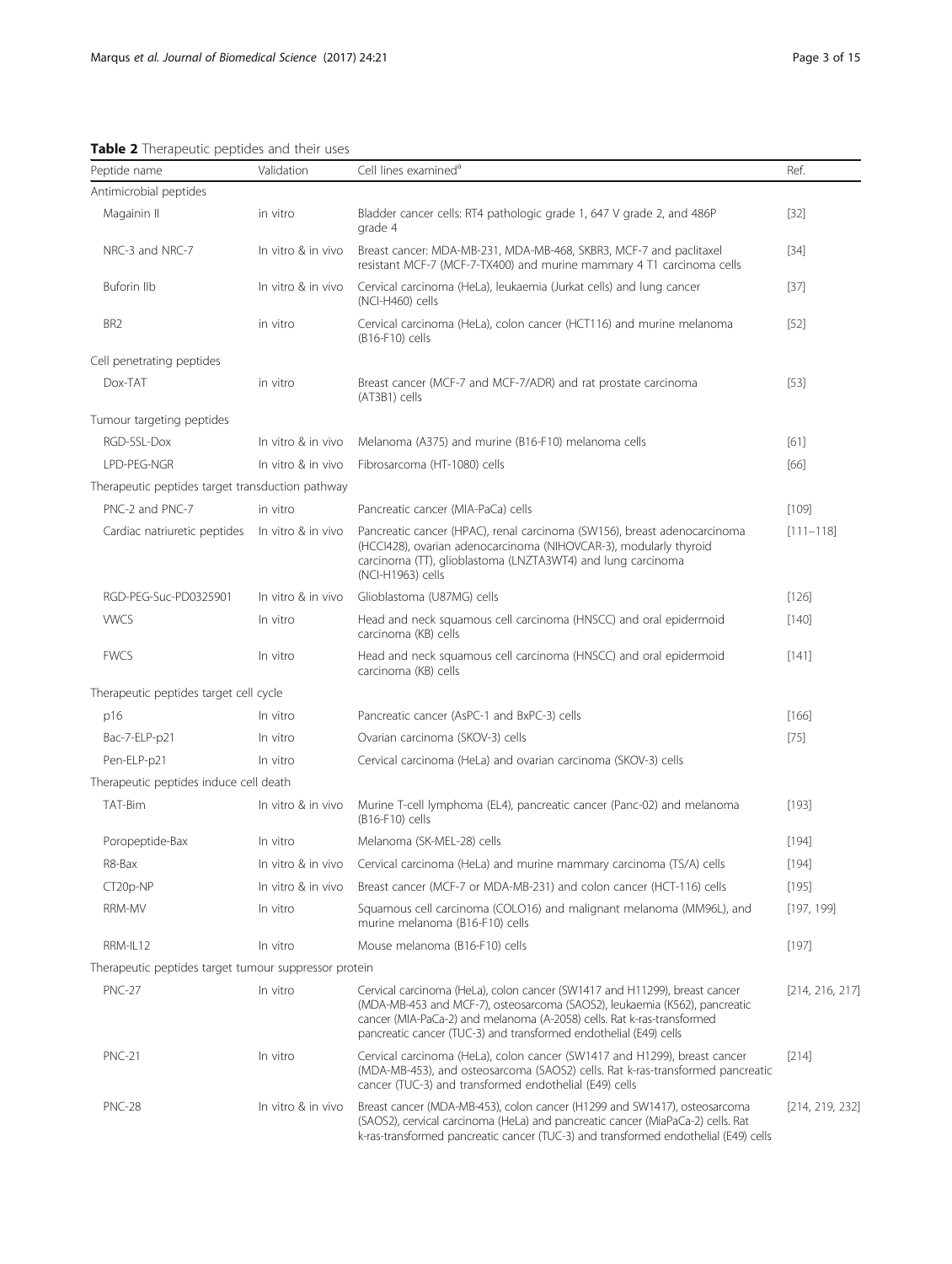**Table 2** Therapeutic peptides and their uses

| Peptide name | Validation | Cell lines examined[a] | Ref. |
|---|---|---|---|
| Antimicrobial peptides | | | |
| Magainin II | in vitro | Bladder cancer cells: RT4 pathologic grade 1, 647 V grade 2, and 486P grade 4 | [32] |
| NRC-3 and NRC-7 | In vitro & in vivo | Breast cancer: MDA-MB-231, MDA-MB-468, SKBR3, MCF-7 and paclitaxel resistant MCF-7 (MCF-7-TX400) and murine mammary 4 T1 carcinoma cells | [34] |
| Buforin IIb | In vitro & in vivo | Cervical carcinoma (HeLa), leukaemia (Jurkat cells) and lung cancer (NCI-H460) cells | [37] |
| BR2 | in vitro | Cervical carcinoma (HeLa), colon cancer (HCT116) and murine melanoma (B16-F10) cells | [52] |
| Cell penetrating peptides | | | |
| Dox-TAT | in vitro | Breast cancer (MCF-7 and MCF-7/ADR) and rat prostate carcinoma (AT3B1) cells | [53] |
| Tumour targeting peptides | | | |
| RGD-SSL-Dox | In vitro & in vivo | Melanoma (A375) and murine (B16-F10) melanoma cells | [61] |
| LPD-PEG-NGR | In vitro & in vivo | Fibrosarcoma (HT-1080) cells | [66] |
| Therapeutic peptides target transduction pathway | | | |
| PNC-2 and PNC-7 | in vitro | Pancreatic cancer (MIA-PaCa) cells | [109] |
| Cardiac natriuretic peptides | In vitro & in vivo | Pancreatic cancer (HPAC), renal carcinoma (SW156), breast adenocarcinoma (HCCl428), ovarian adenocarcinoma (NIHOVCAR-3), modularly thyroid carcinoma (TT), glioblastoma (LNZTA3WT4) and lung carcinoma (NCI-H1963) cells | [111–118] |
| RGD-PEG-Suc-PD0325901 | In vitro & in vivo | Glioblastoma (U87MG) cells | [126] |
| VWCS | In vitro | Head and neck squamous cell carcinoma (HNSCC) and oral epidermoid carcinoma (KB) cells | [140] |
| FWCS | In vitro | Head and neck squamous cell carcinoma (HNSCC) and oral epidermoid carcinoma (KB) cells | [141] |
| Therapeutic peptides target cell cycle | | | |
| p16 | In vitro | Pancreatic cancer (AsPC-1 and BxPC-3) cells | [166] |
| Bac-7-ELP-p21 | In vitro | Ovarian carcinoma (SKOV-3) cells | [75] |
| Pen-ELP-p21 | In vitro | Cervical carcinoma (HeLa) and ovarian carcinoma (SKOV-3) cells | |
| Therapeutic peptides induce cell death | | | |
| TAT-Bim | In vitro & in vivo | Murine T-cell lymphoma (EL4), pancreatic cancer (Panc-02) and melanoma (B16-F10) cells | [193] |
| Poropeptide-Bax | In vitro | Melanoma (SK-MEL-28) cells | [194] |
| R8-Bax | In vitro & in vivo | Cervical carcinoma (HeLa) and murine mammary carcinoma (TS/A) cells | [194] |
| CT20p-NP | In vitro & in vivo | Breast cancer (MCF-7 or MDA-MB-231) and colon cancer (HCT-116) cells | [195] |
| RRM-MV | In vitro | Squamous cell carcinoma (COLO16) and malignant melanoma (MM96L), and murine melanoma (B16-F10) cells | [197, 199] |
| RRM-IL12 | In vitro | Mouse melanoma (B16-F10) cells | [197] |
| Therapeutic peptides target tumour suppressor protein | | | |
| PNC-27 | In vitro | Cervical carcinoma (HeLa), colon cancer (SW1417 and H11299), breast cancer (MDA-MB-453 and MCF-7), osteosarcoma (SAOS2), leukaemia (K562), pancreatic cancer (MIA-PaCa-2) and melanoma (A-2058) cells. Rat k-ras-transformed pancreatic cancer (TUC-3) and transformed endothelial (E49) cells | [214, 216, 217] |
| PNC-21 | In vitro | Cervical carcinoma (HeLa), colon cancer (SW1417 and H1299), breast cancer (MDA-MB-453), and osteosarcoma (SAOS2) cells. Rat k-ras-transformed pancreatic cancer (TUC-3) and transformed endothelial (E49) cells | [214] |
| PNC-28 | In vitro & in vivo | Breast cancer (MDA-MB-453), colon cancer (H1299 and SW1417), osteosarcoma (SAOS2), cervical carcinoma (HeLa) and pancreatic cancer (MiaPaCa-2) cells. Rat k-ras-transformed pancreatic cancer (TUC-3) and transformed endothelial (E49) cells | [214, 219, 232] |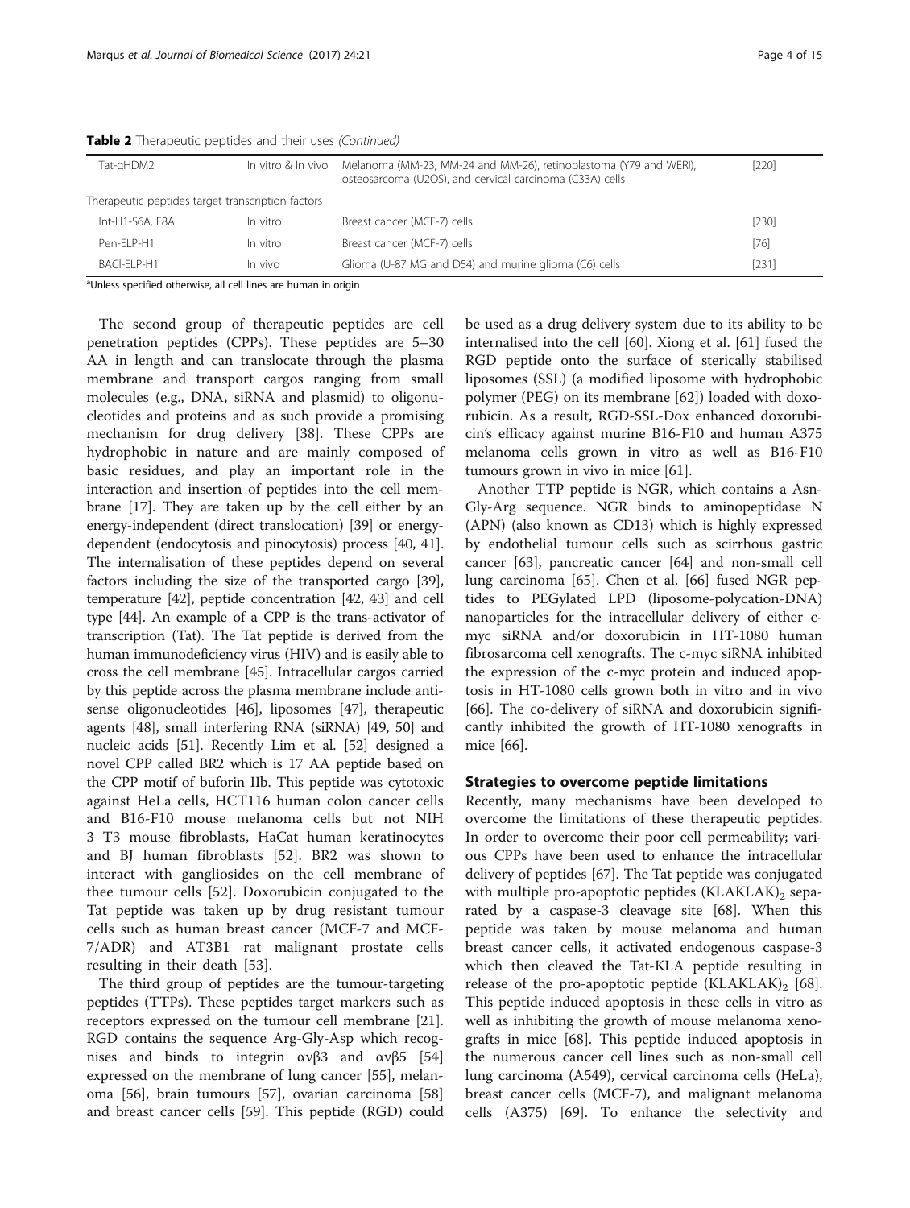**Table 2** Therapeutic peptides and their uses *(Continued)*

| | | | |
|---|---|---|---|
| Tat-αHDM2 | In vitro & In vivo | Melanoma (MM-23, MM-24 and MM-26), retinoblastoma (Y79 and WERI), osteosarcoma (U2OS), and cervical carcinoma (C33A) cells | [220] |
| Therapeutic peptides target transcription factors | | | |
| Int-H1-S6A, F8A | In vitro | Breast cancer (MCF-7) cells | [230] |
| Pen-ELP-H1 | In vitro | Breast cancer (MCF-7) cells | [76] |
| BACI-ELP-H1 | In vivo | Glioma (U-87 MG and D54) and murine glioma (C6) cells | [231] |

[a]Unless specified otherwise, all cell lines are human in origin

The second group of therapeutic peptides are cell penetration peptides (CPPs). These peptides are 5–30 AA in length and can translocate through the plasma membrane and transport cargos ranging from small molecules (e.g., DNA, siRNA and plasmid) to oligonucleotides and proteins and as such provide a promising mechanism for drug delivery [38]. These CPPs are hydrophobic in nature and are mainly composed of basic residues, and play an important role in the interaction and insertion of peptides into the cell membrane [17]. They are taken up by the cell either by an energy-independent (direct translocation) [39] or energy-dependent (endocytosis and pinocytosis) process [40, 41]. The internalisation of these peptides depend on several factors including the size of the transported cargo [39], temperature [42], peptide concentration [42, 43] and cell type [44]. An example of a CPP is the trans-activator of transcription (Tat). The Tat peptide is derived from the human immunodeficiency virus (HIV) and is easily able to cross the cell membrane [45]. Intracellular cargos carried by this peptide across the plasma membrane include antisense oligonucleotides [46], liposomes [47], therapeutic agents [48], small interfering RNA (siRNA) [49, 50] and nucleic acids [51]. Recently Lim et al. [52] designed a novel CPP called BR2 which is 17 AA peptide based on the CPP motif of buforin IIb. This peptide was cytotoxic against HeLa cells, HCT116 human colon cancer cells and B16-F10 mouse melanoma cells but not NIH 3 T3 mouse fibroblasts, HaCat human keratinocytes and BJ human fibroblasts [52]. BR2 was shown to interact with gangliosides on the cell membrane of thee tumour cells [52]. Doxorubicin conjugated to the Tat peptide was taken up by drug resistant tumour cells such as human breast cancer (MCF-7 and MCF-7/ADR) and AT3B1 rat malignant prostate cells resulting in their death [53].

The third group of peptides are the tumour-targeting peptides (TTPs). These peptides target markers such as receptors expressed on the tumour cell membrane [21]. RGD contains the sequence Arg-Gly-Asp which recognises and binds to integrin αvβ3 and αvβ5 [54] expressed on the membrane of lung cancer [55], melanoma [56], brain tumours [57], ovarian carcinoma [58] and breast cancer cells [59]. This peptide (RGD) could be used as a drug delivery system due to its ability to be internalised into the cell [60]. Xiong et al. [61] fused the RGD peptide onto the surface of sterically stabilised liposomes (SSL) (a modified liposome with hydrophobic polymer (PEG) on its membrane [62]) loaded with doxorubicin. As a result, RGD-SSL-Dox enhanced doxorubicin's efficacy against murine B16-F10 and human A375 melanoma cells grown in vitro as well as B16-F10 tumours grown in vivo in mice [61].

Another TTP peptide is NGR, which contains a Asn-Gly-Arg sequence. NGR binds to aminopeptidase N (APN) (also known as CD13) which is highly expressed by endothelial tumour cells such as scirrhous gastric cancer [63], pancreatic cancer [64] and non-small cell lung carcinoma [65]. Chen et al. [66] fused NGR peptides to PEGylated LPD (liposome-polycation-DNA) nanoparticles for the intracellular delivery of either c-myc siRNA and/or doxorubicin in HT-1080 human fibrosarcoma cell xenografts. The c-myc siRNA inhibited the expression of the c-myc protein and induced apoptosis in HT-1080 cells grown both in vitro and in vivo [66]. The co-delivery of siRNA and doxorubicin significantly inhibited the growth of HT-1080 xenografts in mice [66].

## Strategies to overcome peptide limitations

Recently, many mechanisms have been developed to overcome the limitations of these therapeutic peptides. In order to overcome their poor cell permeability; various CPPs have been used to enhance the intracellular delivery of peptides [67]. The Tat peptide was conjugated with multiple pro-apoptotic peptides $(KLAKLAK)_2$ separated by a caspase-3 cleavage site [68]. When this peptide was taken by mouse melanoma and human breast cancer cells, it activated endogenous caspase-3 which then cleaved the Tat-KLA peptide resulting in release of the pro-apoptotic peptide $(KLAKLAK)_2$ [68]. This peptide induced apoptosis in these cells in vitro as well as inhibiting the growth of mouse melanoma xenografts in mice [68]. This peptide induced apoptosis in the numerous cancer cell lines such as non-small cell lung carcinoma (A549), cervical carcinoma cells (HeLa), breast cancer cells (MCF-7), and malignant melanoma cells (A375) [69]. To enhance the selectivity and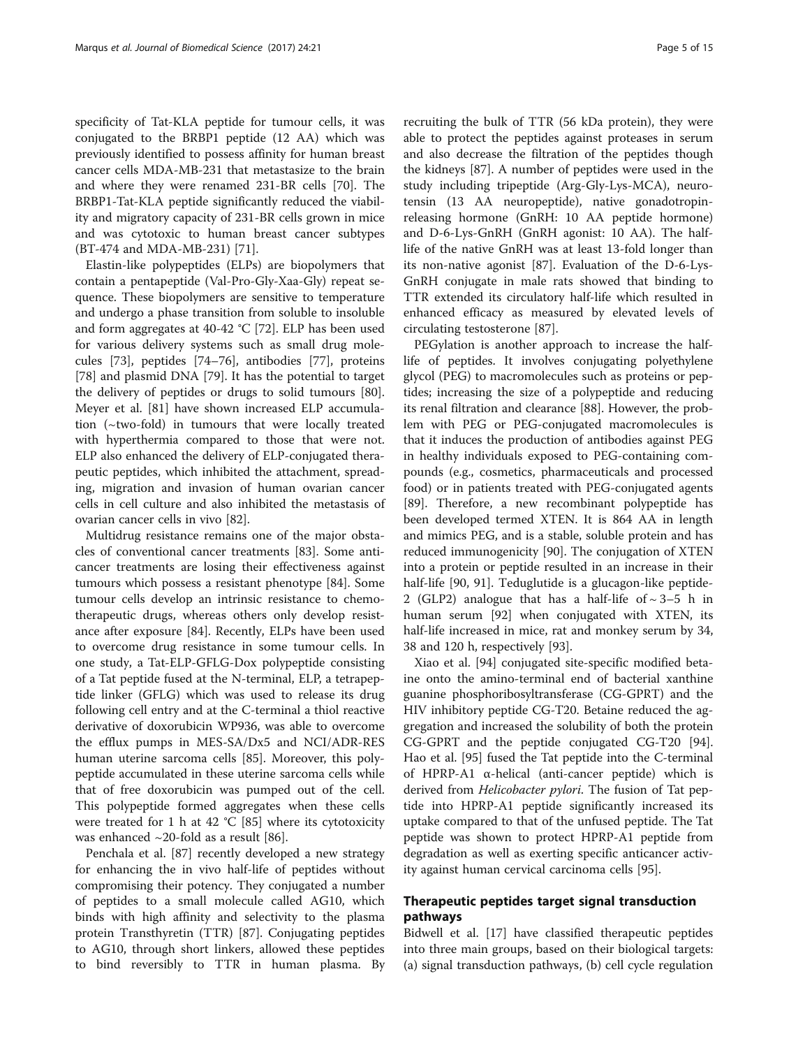specificity of Tat-KLA peptide for tumour cells, it was conjugated to the BRBP1 peptide (12 AA) which was previously identified to possess affinity for human breast cancer cells MDA-MB-231 that metastasize to the brain and where they were renamed 231-BR cells [70]. The BRBP1-Tat-KLA peptide significantly reduced the viability and migratory capacity of 231-BR cells grown in mice and was cytotoxic to human breast cancer subtypes (BT-474 and MDA-MB-231) [71].

Elastin-like polypeptides (ELPs) are biopolymers that contain a pentapeptide (Val-Pro-Gly-Xaa-Gly) repeat sequence. These biopolymers are sensitive to temperature and undergo a phase transition from soluble to insoluble and form aggregates at 40-42 °C [72]. ELP has been used for various delivery systems such as small drug molecules [73], peptides [74–76], antibodies [77], proteins [78] and plasmid DNA [79]. It has the potential to target the delivery of peptides or drugs to solid tumours [80]. Meyer et al. [81] have shown increased ELP accumulation (~two-fold) in tumours that were locally treated with hyperthermia compared to those that were not. ELP also enhanced the delivery of ELP-conjugated therapeutic peptides, which inhibited the attachment, spreading, migration and invasion of human ovarian cancer cells in cell culture and also inhibited the metastasis of ovarian cancer cells in vivo [82].

Multidrug resistance remains one of the major obstacles of conventional cancer treatments [83]. Some anticancer treatments are losing their effectiveness against tumours which possess a resistant phenotype [84]. Some tumour cells develop an intrinsic resistance to chemotherapeutic drugs, whereas others only develop resistance after exposure [84]. Recently, ELPs have been used to overcome drug resistance in some tumour cells. In one study, a Tat-ELP-GFLG-Dox polypeptide consisting of a Tat peptide fused at the N-terminal, ELP, a tetrapeptide linker (GFLG) which was used to release its drug following cell entry and at the C-terminal a thiol reactive derivative of doxorubicin WP936, was able to overcome the efflux pumps in MES-SA/Dx5 and NCI/ADR-RES human uterine sarcoma cells [85]. Moreover, this polypeptide accumulated in these uterine sarcoma cells while that of free doxorubicin was pumped out of the cell. This polypeptide formed aggregates when these cells were treated for 1 h at 42 °C [85] where its cytotoxicity was enhanced ~20-fold as a result [86].

Penchala et al. [87] recently developed a new strategy for enhancing the in vivo half-life of peptides without compromising their potency. They conjugated a number of peptides to a small molecule called AG10, which binds with high affinity and selectivity to the plasma protein Transthyretin (TTR) [87]. Conjugating peptides to AG10, through short linkers, allowed these peptides to bind reversibly to TTR in human plasma. By recruiting the bulk of TTR (56 kDa protein), they were able to protect the peptides against proteases in serum and also decrease the filtration of the peptides though the kidneys [87]. A number of peptides were used in the study including tripeptide (Arg-Gly-Lys-MCA), neurotensin (13 AA neuropeptide), native gonadotropin-releasing hormone (GnRH: 10 AA peptide hormone) and D-6-Lys-GnRH (GnRH agonist: 10 AA). The half-life of the native GnRH was at least 13-fold longer than its non-native agonist [87]. Evaluation of the D-6-Lys-GnRH conjugate in male rats showed that binding to TTR extended its circulatory half-life which resulted in enhanced efficacy as measured by elevated levels of circulating testosterone [87].

PEGylation is another approach to increase the half-life of peptides. It involves conjugating polyethylene glycol (PEG) to macromolecules such as proteins or peptides; increasing the size of a polypeptide and reducing its renal filtration and clearance [88]. However, the problem with PEG or PEG-conjugated macromolecules is that it induces the production of antibodies against PEG in healthy individuals exposed to PEG-containing compounds (e.g., cosmetics, pharmaceuticals and processed food) or in patients treated with PEG-conjugated agents [89]. Therefore, a new recombinant polypeptide has been developed termed XTEN. It is 864 AA in length and mimics PEG, and is a stable, soluble protein and has reduced immunogenicity [90]. The conjugation of XTEN into a protein or peptide resulted in an increase in their half-life [90, 91]. Teduglutide is a glucagon-like peptide-2 (GLP2) analogue that has a half-life of ~ 3–5 h in human serum [92] when conjugated with XTEN, its half-life increased in mice, rat and monkey serum by 34, 38 and 120 h, respectively [93].

Xiao et al. [94] conjugated site-specific modified betaine onto the amino-terminal end of bacterial xanthine guanine phosphoribosyltransferase (CG-GPRT) and the HIV inhibitory peptide CG-T20. Betaine reduced the aggregation and increased the solubility of both the protein CG-GPRT and the peptide conjugated CG-T20 [94]. Hao et al. [95] fused the Tat peptide into the C-terminal of HPRP-A1 α-helical (anti-cancer peptide) which is derived from *Helicobacter pylori*. The fusion of Tat peptide into HPRP-A1 peptide significantly increased its uptake compared to that of the unfused peptide. The Tat peptide was shown to protect HPRP-A1 peptide from degradation as well as exerting specific anticancer activity against human cervical carcinoma cells [95].

## Therapeutic peptides target signal transduction pathways

Bidwell et al. [17] have classified therapeutic peptides into three main groups, based on their biological targets: (a) signal transduction pathways, (b) cell cycle regulation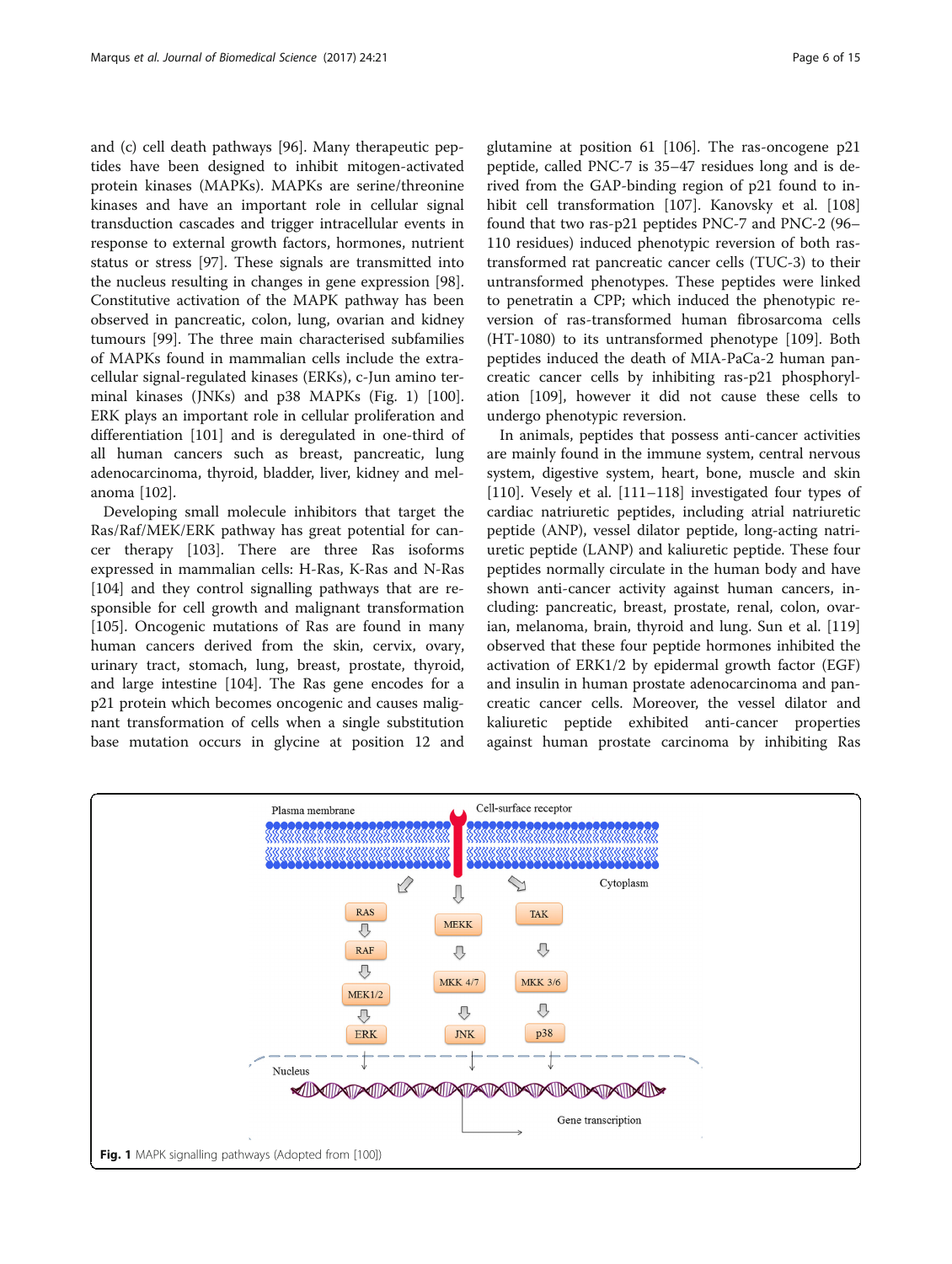and (c) cell death pathways [96]. Many therapeutic peptides have been designed to inhibit mitogen-activated protein kinases (MAPKs). MAPKs are serine/threonine kinases and have an important role in cellular signal transduction cascades and trigger intracellular events in response to external growth factors, hormones, nutrient status or stress [97]. These signals are transmitted into the nucleus resulting in changes in gene expression [98]. Constitutive activation of the MAPK pathway has been observed in pancreatic, colon, lung, ovarian and kidney tumours [99]. The three main characterised subfamilies of MAPKs found in mammalian cells include the extracellular signal-regulated kinases (ERKs), c-Jun amino terminal kinases (JNKs) and p38 MAPKs (Fig. 1) [100]. ERK plays an important role in cellular proliferation and differentiation [101] and is deregulated in one-third of all human cancers such as breast, pancreatic, lung adenocarcinoma, thyroid, bladder, liver, kidney and melanoma [102].

Developing small molecule inhibitors that target the Ras/Raf/MEK/ERK pathway has great potential for cancer therapy [103]. There are three Ras isoforms expressed in mammalian cells: H-Ras, K-Ras and N-Ras [104] and they control signalling pathways that are responsible for cell growth and malignant transformation [105]. Oncogenic mutations of Ras are found in many human cancers derived from the skin, cervix, ovary, urinary tract, stomach, lung, breast, prostate, thyroid, and large intestine [104]. The Ras gene encodes for a p21 protein which becomes oncogenic and causes malignant transformation of cells when a single substitution base mutation occurs in glycine at position 12 and glutamine at position 61 [106]. The ras-oncogene p21 peptide, called PNC-7 is 35–47 residues long and is derived from the GAP-binding region of p21 found to inhibit cell transformation [107]. Kanovsky et al. [108] found that two ras-p21 peptides PNC-7 and PNC-2 (96–110 residues) induced phenotypic reversion of both ras-transformed rat pancreatic cancer cells (TUC-3) to their untransformed phenotypes. These peptides were linked to penetratin a CPP; which induced the phenotypic reversion of ras-transformed human fibrosarcoma cells (HT-1080) to its untransformed phenotype [109]. Both peptides induced the death of MIA-PaCa-2 human pancreatic cancer cells by inhibiting ras-p21 phosphorylation [109], however it did not cause these cells to undergo phenotypic reversion.

In animals, peptides that possess anti-cancer activities are mainly found in the immune system, central nervous system, digestive system, heart, bone, muscle and skin [110]. Vesely et al. [111–118] investigated four types of cardiac natriuretic peptides, including atrial natriuretic peptide (ANP), vessel dilator peptide, long-acting natriuretic peptide (LANP) and kaliuretic peptide. These four peptides normally circulate in the human body and have shown anti-cancer activity against human cancers, including: pancreatic, breast, prostate, renal, colon, ovarian, melanoma, brain, thyroid and lung. Sun et al. [119] observed that these four peptide hormones inhibited the activation of ERK1/2 by epidermal growth factor (EGF) and insulin in human prostate adenocarcinoma and pancreatic cancer cells. Moreover, the vessel dilator and kaliuretic peptide exhibited anti-cancer properties against human prostate carcinoma by inhibiting Ras

**Fig. 1** MAPK signalling pathways (Adopted from [100])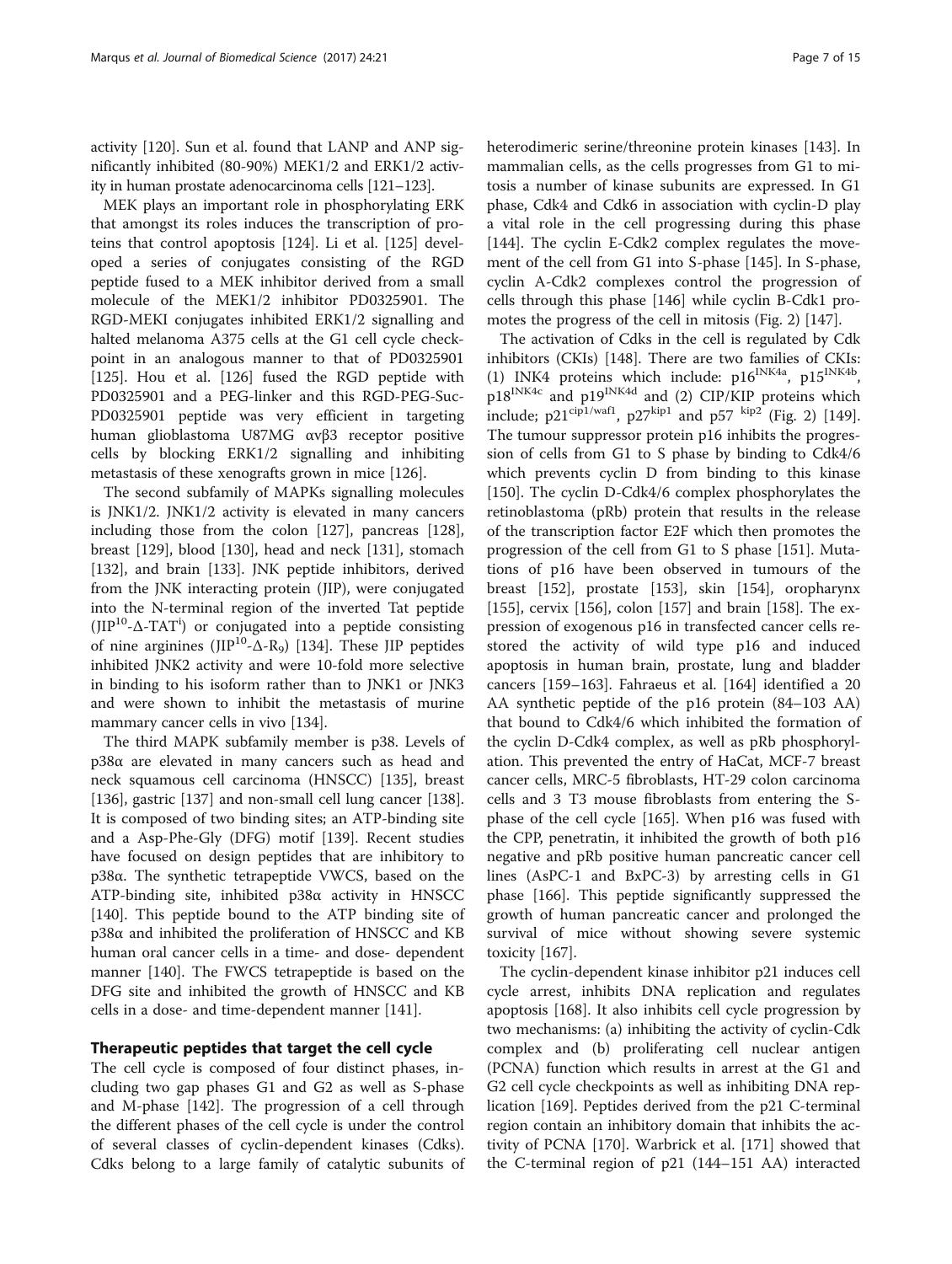activity [120]. Sun et al. found that LANP and ANP significantly inhibited (80-90%) MEK1/2 and ERK1/2 activity in human prostate adenocarcinoma cells [121–123].

MEK plays an important role in phosphorylating ERK that amongst its roles induces the transcription of proteins that control apoptosis [124]. Li et al. [125] developed a series of conjugates consisting of the RGD peptide fused to a MEK inhibitor derived from a small molecule of the MEK1/2 inhibitor PD0325901. The RGD-MEKI conjugates inhibited ERK1/2 signalling and halted melanoma A375 cells at the G1 cell cycle checkpoint in an analogous manner to that of PD0325901 [125]. Hou et al. [126] fused the RGD peptide with PD0325901 and a PEG-linker and this RGD-PEG-Suc-PD0325901 peptide was very efficient in targeting human glioblastoma U87MG αvβ3 receptor positive cells by blocking ERK1/2 signalling and inhibiting metastasis of these xenografts grown in mice [126].

The second subfamily of MAPKs signalling molecules is JNK1/2. JNK1/2 activity is elevated in many cancers including those from the colon [127], pancreas [128], breast [129], blood [130], head and neck [131], stomach [132], and brain [133]. JNK peptide inhibitors, derived from the JNK interacting protein (JIP), were conjugated into the N-terminal region of the inverted Tat peptide ($JIP^{10}$-Δ-$TAT^{i}$) or conjugated into a peptide consisting of nine arginines ($JIP^{10}$-Δ-$R_9$) [134]. These JIP peptides inhibited JNK2 activity and were 10-fold more selective in binding to his isoform rather than to JNK1 or JNK3 and were shown to inhibit the metastasis of murine mammary cancer cells in vivo [134].

The third MAPK subfamily member is p38. Levels of p38α are elevated in many cancers such as head and neck squamous cell carcinoma (HNSCC) [135], breast [136], gastric [137] and non-small cell lung cancer [138]. It is composed of two binding sites; an ATP-binding site and a Asp-Phe-Gly (DFG) motif [139]. Recent studies have focused on design peptides that are inhibitory to p38α. The synthetic tetrapeptide VWCS, based on the ATP-binding site, inhibited p38α activity in HNSCC [140]. This peptide bound to the ATP binding site of p38α and inhibited the proliferation of HNSCC and KB human oral cancer cells in a time- and dose- dependent manner [140]. The FWCS tetrapeptide is based on the DFG site and inhibited the growth of HNSCC and KB cells in a dose- and time-dependent manner [141].

## Therapeutic peptides that target the cell cycle

The cell cycle is composed of four distinct phases, including two gap phases G1 and G2 as well as S-phase and M-phase [142]. The progression of a cell through the different phases of the cell cycle is under the control of several classes of cyclin-dependent kinases (Cdks). Cdks belong to a large family of catalytic subunits of heterodimeric serine/threonine protein kinases [143]. In mammalian cells, as the cells progresses from G1 to mitosis a number of kinase subunits are expressed. In G1 phase, Cdk4 and Cdk6 in association with cyclin-D play a vital role in the cell progressing during this phase [144]. The cyclin E-Cdk2 complex regulates the movement of the cell from G1 into S-phase [145]. In S-phase, cyclin A-Cdk2 complexes control the progression of cells through this phase [146] while cyclin B-Cdk1 promotes the progress of the cell in mitosis (Fig. 2) [147].

The activation of Cdks in the cell is regulated by Cdk inhibitors (CKIs) [148]. There are two families of CKIs: (1) INK4 proteins which include: $p16^{INK4a}$, $p15^{INK4b}$, $p18^{INK4c}$ and $p19^{INK4d}$ and (2) CIP/KIP proteins which include; $p21^{cip1/waf1}$, $p27^{kip1}$ and $p57^{kip2}$ (Fig. 2) [149]. The tumour suppressor protein p16 inhibits the progression of cells from G1 to S phase by binding to Cdk4/6 which prevents cyclin D from binding to this kinase [150]. The cyclin D-Cdk4/6 complex phosphorylates the retinoblastoma (pRb) protein that results in the release of the transcription factor E2F which then promotes the progression of the cell from G1 to S phase [151]. Mutations of p16 have been observed in tumours of the breast [152], prostate [153], skin [154], oropharynx [155], cervix [156], colon [157] and brain [158]. The expression of exogenous p16 in transfected cancer cells restored the activity of wild type p16 and induced apoptosis in human brain, prostate, lung and bladder cancers [159–163]. Fahraeus et al. [164] identified a 20 AA synthetic peptide of the p16 protein (84–103 AA) that bound to Cdk4/6 which inhibited the formation of the cyclin D-Cdk4 complex, as well as pRb phosphorylation. This prevented the entry of HaCat, MCF-7 breast cancer cells, MRC-5 fibroblasts, HT-29 colon carcinoma cells and 3 T3 mouse fibroblasts from entering the S-phase of the cell cycle [165]. When p16 was fused with the CPP, penetratin, it inhibited the growth of both p16 negative and pRb positive human pancreatic cancer cell lines (AsPC-1 and BxPC-3) by arresting cells in G1 phase [166]. This peptide significantly suppressed the growth of human pancreatic cancer and prolonged the survival of mice without showing severe systemic toxicity [167].

The cyclin-dependent kinase inhibitor p21 induces cell cycle arrest, inhibits DNA replication and regulates apoptosis [168]. It also inhibits cell cycle progression by two mechanisms: (a) inhibiting the activity of cyclin-Cdk complex and (b) proliferating cell nuclear antigen (PCNA) function which results in arrest at the G1 and G2 cell cycle checkpoints as well as inhibiting DNA replication [169]. Peptides derived from the p21 C-terminal region contain an inhibitory domain that inhibits the activity of PCNA [170]. Warbrick et al. [171] showed that the C-terminal region of p21 (144–151 AA) interacted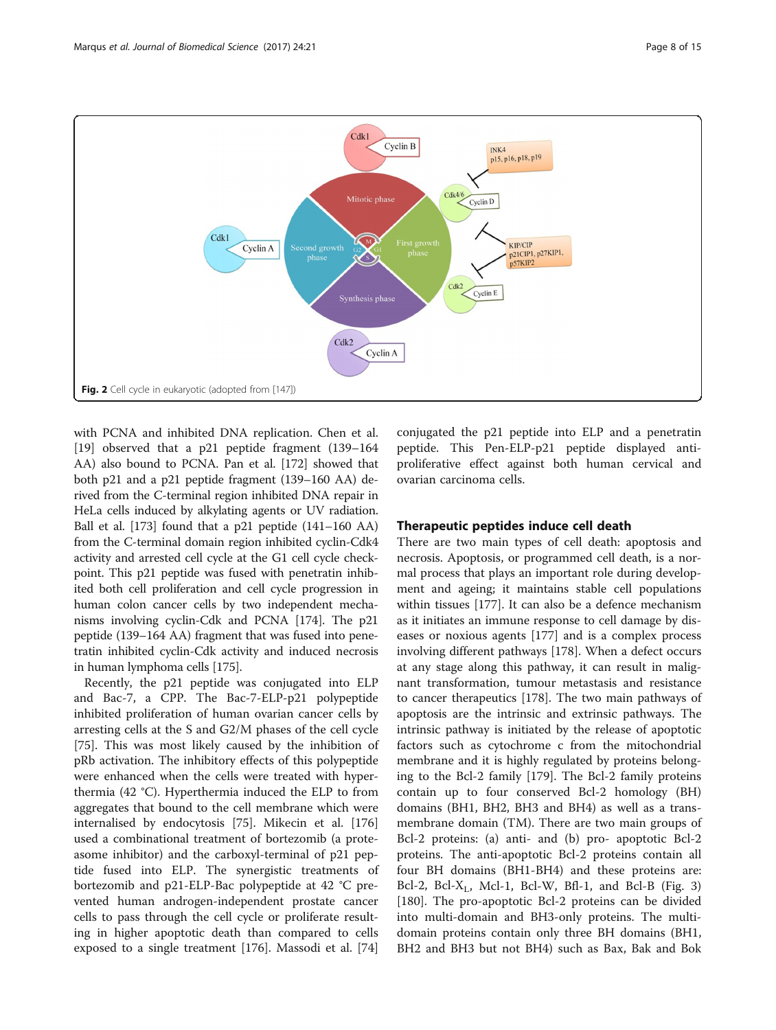Fig. 2 Cell cycle in eukaryotic (adopted from [147])

with PCNA and inhibited DNA replication. Chen et al. [19] observed that a p21 peptide fragment (139–164 AA) also bound to PCNA. Pan et al. [172] showed that both p21 and a p21 peptide fragment (139–160 AA) derived from the C-terminal region inhibited DNA repair in HeLa cells induced by alkylating agents or UV radiation. Ball et al. [173] found that a p21 peptide (141–160 AA) from the C-terminal domain region inhibited cyclin-Cdk4 activity and arrested cell cycle at the G1 cell cycle checkpoint. This p21 peptide was fused with penetratin inhibited both cell proliferation and cell cycle progression in human colon cancer cells by two independent mechanisms involving cyclin-Cdk and PCNA [174]. The p21 peptide (139–164 AA) fragment that was fused into penetratin inhibited cyclin-Cdk activity and induced necrosis in human lymphoma cells [175].

Recently, the p21 peptide was conjugated into ELP and Bac-7, a CPP. The Bac-7-ELP-p21 polypeptide inhibited proliferation of human ovarian cancer cells by arresting cells at the S and G2/M phases of the cell cycle [75]. This was most likely caused by the inhibition of pRb activation. The inhibitory effects of this polypeptide were enhanced when the cells were treated with hyperthermia (42 °C). Hyperthermia induced the ELP to from aggregates that bound to the cell membrane which were internalised by endocytosis [75]. Mikecin et al. [176] used a combinational treatment of bortezomib (a proteasome inhibitor) and the carboxyl-terminal of p21 peptide fused into ELP. The synergistic treatments of bortezomib and p21-ELP-Bac polypeptide at 42 °C prevented human androgen-independent prostate cancer cells to pass through the cell cycle or proliferate resulting in higher apoptotic death than compared to cells exposed to a single treatment [176]. Massodi et al. [74] conjugated the p21 peptide into ELP and a penetratin peptide. This Pen-ELP-p21 peptide displayed antiproliferative effect against both human cervical and ovarian carcinoma cells.

## Therapeutic peptides induce cell death

There are two main types of cell death: apoptosis and necrosis. Apoptosis, or programmed cell death, is a normal process that plays an important role during development and ageing; it maintains stable cell populations within tissues [177]. It can also be a defence mechanism as it initiates an immune response to cell damage by diseases or noxious agents [177] and is a complex process involving different pathways [178]. When a defect occurs at any stage along this pathway, it can result in malignant transformation, tumour metastasis and resistance to cancer therapeutics [178]. The two main pathways of apoptosis are the intrinsic and extrinsic pathways. The intrinsic pathway is initiated by the release of apoptotic factors such as cytochrome c from the mitochondrial membrane and it is highly regulated by proteins belonging to the Bcl-2 family [179]. The Bcl-2 family proteins contain up to four conserved Bcl-2 homology (BH) domains (BH1, BH2, BH3 and BH4) as well as a transmembrane domain (TM). There are two main groups of Bcl-2 proteins: (a) anti- and (b) pro- apoptotic Bcl-2 proteins. The anti-apoptotic Bcl-2 proteins contain all four BH domains (BH1-BH4) and these proteins are: Bcl-2, Bcl-$X_L$, Mcl-1, Bcl-W, Bfl-1, and Bcl-B (Fig. 3) [180]. The pro-apoptotic Bcl-2 proteins can be divided into multi-domain and BH3-only proteins. The multi-domain proteins contain only three BH domains (BH1, BH2 and BH3 but not BH4) such as Bax, Bak and Bok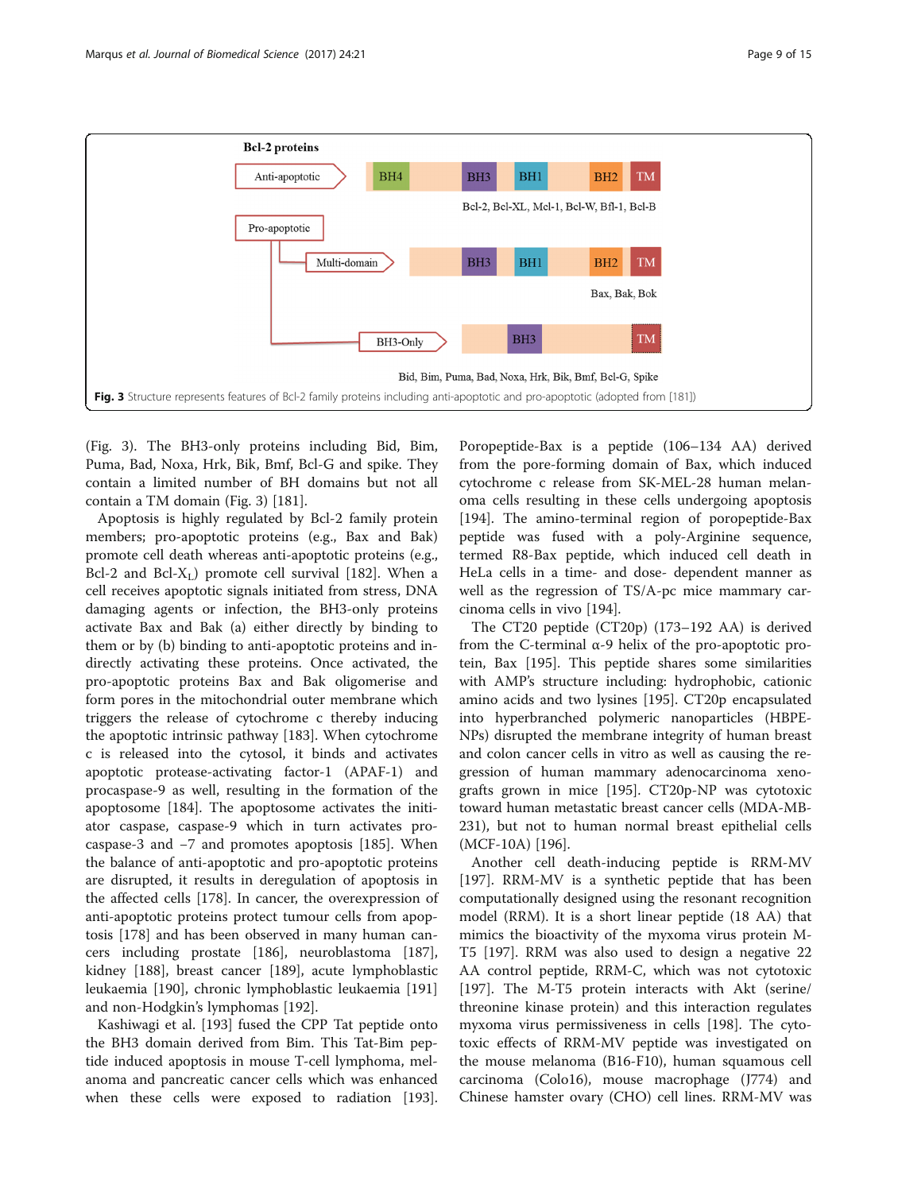Bcl-2 proteins

Anti-apoptotic: BH4 – BH3 – BH1 – BH2 – TM
Bcl-2, Bcl-XL, Mcl-1, Bcl-W, Bfl-1, Bcl-B

Pro-apoptotic

Multi-domain: BH3 – BH1 – BH2 – TM
Bax, Bak, Bok

BH3-Only: BH3 – TM
Bid, Bim, Puma, Bad, Noxa, Hrk, Bik, Bmf, Bcl-G, Spike

**Fig. 3** Structure represents features of Bcl-2 family proteins including anti-apoptotic and pro-apoptotic (adopted from [181])

(Fig. 3). The BH3-only proteins including Bid, Bim, Puma, Bad, Noxa, Hrk, Bik, Bmf, Bcl-G and spike. They contain a limited number of BH domains but not all contain a TM domain (Fig. 3) [181].

Apoptosis is highly regulated by Bcl-2 family protein members; pro-apoptotic proteins (e.g., Bax and Bak) promote cell death whereas anti-apoptotic proteins (e.g., Bcl-2 and Bcl-$X_L$) promote cell survival [182]. When a cell receives apoptotic signals initiated from stress, DNA damaging agents or infection, the BH3-only proteins activate Bax and Bak (a) either directly by binding to them or by (b) binding to anti-apoptotic proteins and indirectly activating these proteins. Once activated, the pro-apoptotic proteins Bax and Bak oligomerise and form pores in the mitochondrial outer membrane which triggers the release of cytochrome c thereby inducing the apoptotic intrinsic pathway [183]. When cytochrome c is released into the cytosol, it binds and activates apoptotic protease-activating factor-1 (APAF-1) and procaspase-9 as well, resulting in the formation of the apoptosome [184]. The apoptosome activates the initiator caspase, caspase-9 which in turn activates procaspase-3 and −7 and promotes apoptosis [185]. When the balance of anti-apoptotic and pro-apoptotic proteins are disrupted, it results in deregulation of apoptosis in the affected cells [178]. In cancer, the overexpression of anti-apoptotic proteins protect tumour cells from apoptosis [178] and has been observed in many human cancers including prostate [186], neuroblastoma [187], kidney [188], breast cancer [189], acute lymphoblastic leukaemia [190], chronic lymphoblastic leukaemia [191] and non-Hodgkin's lymphomas [192].

Kashiwagi et al. [193] fused the CPP Tat peptide onto the BH3 domain derived from Bim. This Tat-Bim peptide induced apoptosis in mouse T-cell lymphoma, melanoma and pancreatic cancer cells which was enhanced when these cells were exposed to radiation [193]. Poropeptide-Bax is a peptide (106–134 AA) derived from the pore-forming domain of Bax, which induced cytochrome c release from SK-MEL-28 human melanoma cells resulting in these cells undergoing apoptosis [194]. The amino-terminal region of poropeptide-Bax peptide was fused with a poly-Arginine sequence, termed R8-Bax peptide, which induced cell death in HeLa cells in a time- and dose- dependent manner as well as the regression of TS/A-pc mice mammary carcinoma cells in vivo [194].

The CT20 peptide (CT20p) (173–192 AA) is derived from the C-terminal α-9 helix of the pro-apoptotic protein, Bax [195]. This peptide shares some similarities with AMP's structure including: hydrophobic, cationic amino acids and two lysines [195]. CT20p encapsulated into hyperbranched polymeric nanoparticles (HBPE-NPs) disrupted the membrane integrity of human breast and colon cancer cells in vitro as well as causing the regression of human mammary adenocarcinoma xenografts grown in mice [195]. CT20p-NP was cytotoxic toward human metastatic breast cancer cells (MDA-MB-231), but not to human normal breast epithelial cells (MCF-10A) [196].

Another cell death-inducing peptide is RRM-MV [197]. RRM-MV is a synthetic peptide that has been computationally designed using the resonant recognition model (RRM). It is a short linear peptide (18 AA) that mimics the bioactivity of the myxoma virus protein M-T5 [197]. RRM was also used to design a negative 22 AA control peptide, RRM-C, which was not cytotoxic [197]. The M-T5 protein interacts with Akt (serine/threonine kinase protein) and this interaction regulates myxoma virus permissiveness in cells [198]. The cytotoxic effects of RRM-MV peptide was investigated on the mouse melanoma (B16-F10), human squamous cell carcinoma (Colo16), mouse macrophage (J774) and Chinese hamster ovary (CHO) cell lines. RRM-MV was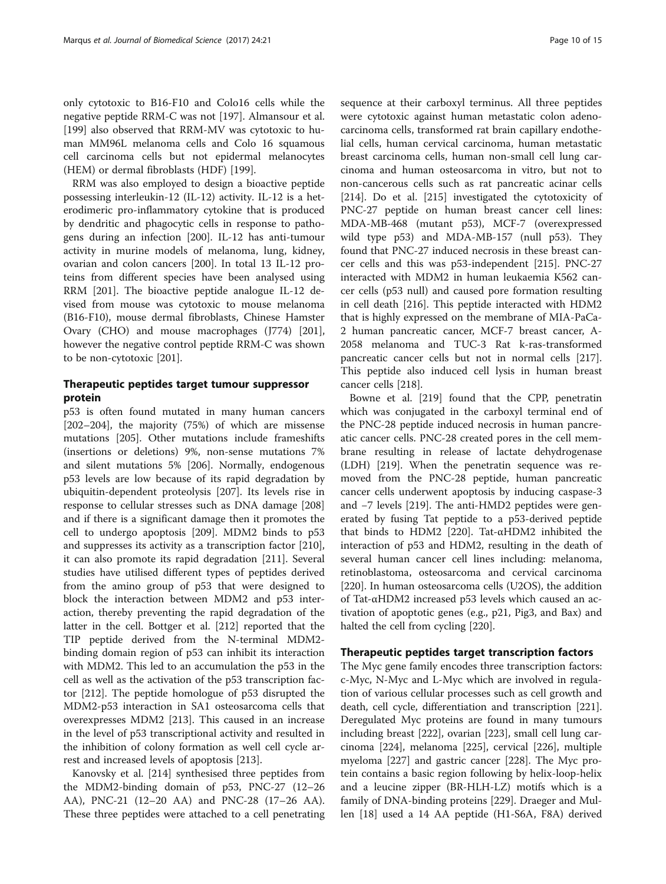only cytotoxic to B16-F10 and Colo16 cells while the negative peptide RRM-C was not [197]. Almansour et al. [199] also observed that RRM-MV was cytotoxic to human MM96L melanoma cells and Colo 16 squamous cell carcinoma cells but not epidermal melanocytes (HEM) or dermal fibroblasts (HDF) [199].

RRM was also employed to design a bioactive peptide possessing interleukin-12 (IL-12) activity. IL-12 is a heterodimeric pro-inflammatory cytokine that is produced by dendritic and phagocytic cells in response to pathogens during an infection [200]. IL-12 has anti-tumour activity in murine models of melanoma, lung, kidney, ovarian and colon cancers [200]. In total 13 IL-12 proteins from different species have been analysed using RRM [201]. The bioactive peptide analogue IL-12 devised from mouse was cytotoxic to mouse melanoma (B16-F10), mouse dermal fibroblasts, Chinese Hamster Ovary (CHO) and mouse macrophages (J774) [201], however the negative control peptide RRM-C was shown to be non-cytotoxic [201].

## Therapeutic peptides target tumour suppressor protein

p53 is often found mutated in many human cancers [202–204], the majority (75%) of which are missense mutations [205]. Other mutations include frameshifts (insertions or deletions) 9%, non-sense mutations 7% and silent mutations 5% [206]. Normally, endogenous p53 levels are low because of its rapid degradation by ubiquitin-dependent proteolysis [207]. Its levels rise in response to cellular stresses such as DNA damage [208] and if there is a significant damage then it promotes the cell to undergo apoptosis [209]. MDM2 binds to p53 and suppresses its activity as a transcription factor [210], it can also promote its rapid degradation [211]. Several studies have utilised different types of peptides derived from the amino group of p53 that were designed to block the interaction between MDM2 and p53 interaction, thereby preventing the rapid degradation of the latter in the cell. Bottger et al. [212] reported that the TIP peptide derived from the N-terminal MDM2-binding domain region of p53 can inhibit its interaction with MDM2. This led to an accumulation the p53 in the cell as well as the activation of the p53 transcription factor [212]. The peptide homologue of p53 disrupted the MDM2-p53 interaction in SA1 osteosarcoma cells that overexpresses MDM2 [213]. This caused in an increase in the level of p53 transcriptional activity and resulted in the inhibition of colony formation as well cell cycle arrest and increased levels of apoptosis [213].

Kanovsky et al. [214] synthesised three peptides from the MDM2-binding domain of p53, PNC-27 (12–26 AA), PNC-21 (12–20 AA) and PNC-28 (17–26 AA). These three peptides were attached to a cell penetrating sequence at their carboxyl terminus. All three peptides were cytotoxic against human metastatic colon adenocarcinoma cells, transformed rat brain capillary endothelial cells, human cervical carcinoma, human metastatic breast carcinoma cells, human non-small cell lung carcinoma and human osteosarcoma in vitro, but not to non-cancerous cells such as rat pancreatic acinar cells [214]. Do et al. [215] investigated the cytotoxicity of PNC-27 peptide on human breast cancer cell lines: MDA-MB-468 (mutant p53), MCF-7 (overexpressed wild type p53) and MDA-MB-157 (null p53). They found that PNC-27 induced necrosis in these breast cancer cells and this was p53-independent [215]. PNC-27 interacted with MDM2 in human leukaemia K562 cancer cells (p53 null) and caused pore formation resulting in cell death [216]. This peptide interacted with HDM2 that is highly expressed on the membrane of MIA-PaCa-2 human pancreatic cancer, MCF-7 breast cancer, A-2058 melanoma and TUC-3 Rat k-ras-transformed pancreatic cancer cells but not in normal cells [217]. This peptide also induced cell lysis in human breast cancer cells [218].

Bowne et al. [219] found that the CPP, penetratin which was conjugated in the carboxyl terminal end of the PNC-28 peptide induced necrosis in human pancreatic cancer cells. PNC-28 created pores in the cell membrane resulting in release of lactate dehydrogenase (LDH) [219]. When the penetratin sequence was removed from the PNC-28 peptide, human pancreatic cancer cells underwent apoptosis by inducing caspase-3 and –7 levels [219]. The anti-HMD2 peptides were generated by fusing Tat peptide to a p53-derived peptide that binds to HDM2 [220]. Tat-αHDM2 inhibited the interaction of p53 and HDM2, resulting in the death of several human cancer cell lines including: melanoma, retinoblastoma, osteosarcoma and cervical carcinoma [220]. In human osteosarcoma cells (U2OS), the addition of Tat-αHDM2 increased p53 levels which caused an activation of apoptotic genes (e.g., p21, Pig3, and Bax) and halted the cell from cycling [220].

## Therapeutic peptides target transcription factors

The Myc gene family encodes three transcription factors: c-Myc, N-Myc and L-Myc which are involved in regulation of various cellular processes such as cell growth and death, cell cycle, differentiation and transcription [221]. Deregulated Myc proteins are found in many tumours including breast [222], ovarian [223], small cell lung carcinoma [224], melanoma [225], cervical [226], multiple myeloma [227] and gastric cancer [228]. The Myc protein contains a basic region following by helix-loop-helix and a leucine zipper (BR-HLH-LZ) motifs which is a family of DNA-binding proteins [229]. Draeger and Mullen [18] used a 14 AA peptide (H1-S6A, F8A) derived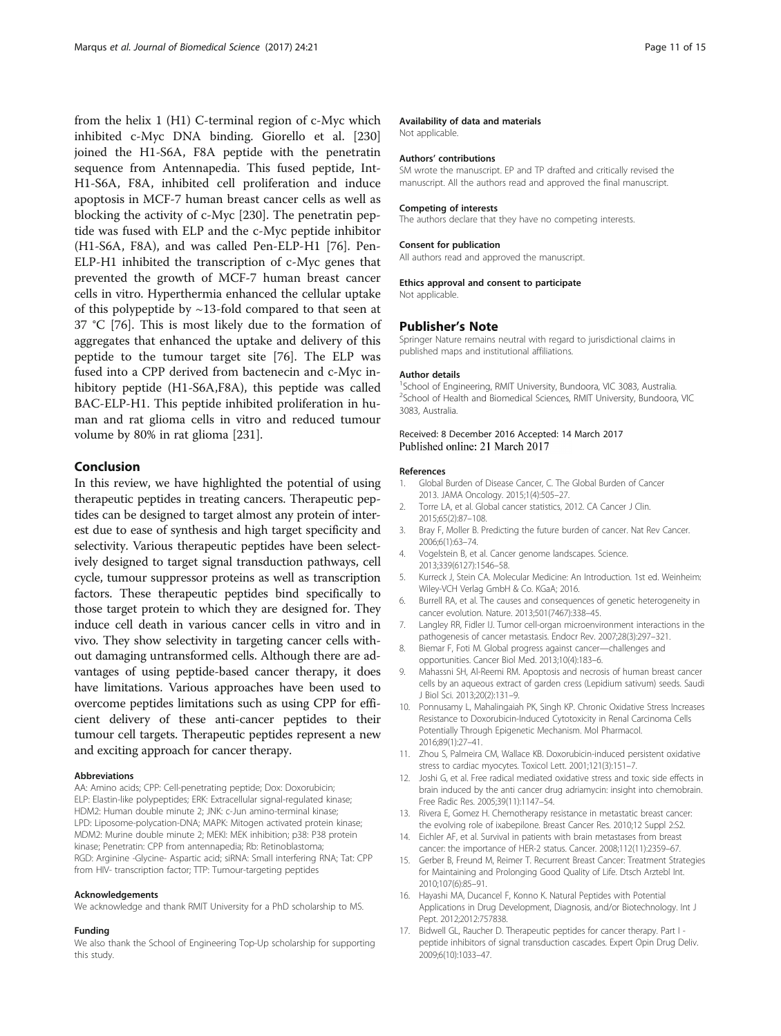from the helix 1 (H1) C-terminal region of c-Myc which inhibited c-Myc DNA binding. Giorello et al. [230] joined the H1-S6A, F8A peptide with the penetratin sequence from Antennapedia. This fused peptide, Int-H1-S6A, F8A, inhibited cell proliferation and induce apoptosis in MCF-7 human breast cancer cells as well as blocking the activity of c-Myc [230]. The penetratin peptide was fused with ELP and the c-Myc peptide inhibitor (H1-S6A, F8A), and was called Pen-ELP-H1 [76]. Pen-ELP-H1 inhibited the transcription of c-Myc genes that prevented the growth of MCF-7 human breast cancer cells in vitro. Hyperthermia enhanced the cellular uptake of this polypeptide by ~13-fold compared to that seen at 37 °C [76]. This is most likely due to the formation of aggregates that enhanced the uptake and delivery of this peptide to the tumour target site [76]. The ELP was fused into a CPP derived from bactenecin and c-Myc inhibitory peptide (H1-S6A,F8A), this peptide was called BAC-ELP-H1. This peptide inhibited proliferation in human and rat glioma cells in vitro and reduced tumour volume by 80% in rat glioma [231].

## Conclusion

In this review, we have highlighted the potential of using therapeutic peptides in treating cancers. Therapeutic peptides can be designed to target almost any protein of interest due to ease of synthesis and high target specificity and selectivity. Various therapeutic peptides have been selectively designed to target signal transduction pathways, cell cycle, tumour suppressor proteins as well as transcription factors. These therapeutic peptides bind specifically to those target protein to which they are designed for. They induce cell death in various cancer cells in vitro and in vivo. They show selectivity in targeting cancer cells without damaging untransformed cells. Although there are advantages of using peptide-based cancer therapy, it does have limitations. Various approaches have been used to overcome peptides limitations such as using CPP for efficient delivery of these anti-cancer peptides to their tumour cell targets. Therapeutic peptides represent a new and exciting approach for cancer therapy.

#### Abbreviations

AA: Amino acids; CPP: Cell-penetrating peptide; Dox: Doxorubicin; ELP: Elastin-like polypeptides; ERK: Extracellular signal-regulated kinase; HDM2: Human double minute 2; JNK: c-Jun amino-terminal kinase; LPD: Liposome-polycation-DNA; MAPK: Mitogen activated protein kinase; MDM2: Murine double minute 2; MEKI: MEK inhibition; p38: P38 protein kinase; Penetratin: CPP from antennapedia; Rb: Retinoblastoma; RGD: Arginine -Glycine- Aspartic acid; siRNA: Small interfering RNA; Tat: CPP from HIV- transcription factor; TTP: Tumour-targeting peptides

#### Acknowledgements

We acknowledge and thank RMIT University for a PhD scholarship to MS.

#### Funding

We also thank the School of Engineering Top-Up scholarship for supporting this study.

#### Availability of data and materials

Not applicable.

#### Authors' contributions

SM wrote the manuscript. EP and TP drafted and critically revised the manuscript. All the authors read and approved the final manuscript.

#### Competing of interests

The authors declare that they have no competing interests.

#### Consent for publication

All authors read and approved the manuscript.

#### Ethics approval and consent to participate

Not applicable.

## Publisher's Note

Springer Nature remains neutral with regard to jurisdictional claims in published maps and institutional affiliations.

#### Author details

[1]School of Engineering, RMIT University, Bundoora, VIC 3083, Australia. [2]School of Health and Biomedical Sciences, RMIT University, Bundoora, VIC 3083, Australia.

Received: 8 December 2016 Accepted: 14 March 2017
Published online: 21 March 2017

#### References

1. Global Burden of Disease Cancer, C. The Global Burden of Cancer 2013. JAMA Oncology. 2015;1(4):505–27.
2. Torre LA, et al. Global cancer statistics, 2012. CA Cancer J Clin. 2015;65(2):87–108.
3. Bray F, Moller B. Predicting the future burden of cancer. Nat Rev Cancer. 2006;6(1):63–74.
4. Vogelstein B, et al. Cancer genome landscapes. Science. 2013;339(6127):1546–58.
5. Kurreck J, Stein CA. Molecular Medicine: An Introduction. 1st ed. Weinheim: Wiley-VCH Verlag GmbH & Co. KGaA; 2016.
6. Burrell RA, et al. The causes and consequences of genetic heterogeneity in cancer evolution. Nature. 2013;501(7467):338–45.
7. Langley RR, Fidler IJ. Tumor cell-organ microenvironment interactions in the pathogenesis of cancer metastasis. Endocr Rev. 2007;28(3):297–321.
8. Biemar F, Foti M. Global progress against cancer—challenges and opportunities. Cancer Biol Med. 2013;10(4):183–6.
9. Mahassni SH, Al-Reemi RM. Apoptosis and necrosis of human breast cancer cells by an aqueous extract of garden cress (Lepidium sativum) seeds. Saudi J Biol Sci. 2013;20(2):131–9.
10. Ponnusamy L, Mahalingaiah PK, Singh KP. Chronic Oxidative Stress Increases Resistance to Doxorubicin-Induced Cytotoxicity in Renal Carcinoma Cells Potentially Through Epigenetic Mechanism. Mol Pharmacol. 2016;89(1):27–41.
11. Zhou S, Palmeira CM, Wallace KB. Doxorubicin-induced persistent oxidative stress to cardiac myocytes. Toxicol Lett. 2001;121(3):151–7.
12. Joshi G, et al. Free radical mediated oxidative stress and toxic side effects in brain induced by the anti cancer drug adriamycin: insight into chemobrain. Free Radic Res. 2005;39(11):1147–54.
13. Rivera E, Gomez H. Chemotherapy resistance in metastatic breast cancer: the evolving role of ixabepilone. Breast Cancer Res. 2010;12 Suppl 2:S2.
14. Eichler AF, et al. Survival in patients with brain metastases from breast cancer: the importance of HER-2 status. Cancer. 2008;112(11):2359–67.
15. Gerber B, Freund M, Reimer T. Recurrent Breast Cancer: Treatment Strategies for Maintaining and Prolonging Good Quality of Life. Dtsch Arztebl Int. 2010;107(6):85–91.
16. Hayashi MA, Ducancel F, Konno K. Natural Peptides with Potential Applications in Drug Development, Diagnosis, and/or Biotechnology. Int J Pept. 2012;2012:757838.
17. Bidwell GL, Raucher D. Therapeutic peptides for cancer therapy. Part I - peptide inhibitors of signal transduction cascades. Expert Opin Drug Deliv. 2009;6(10):1033–47.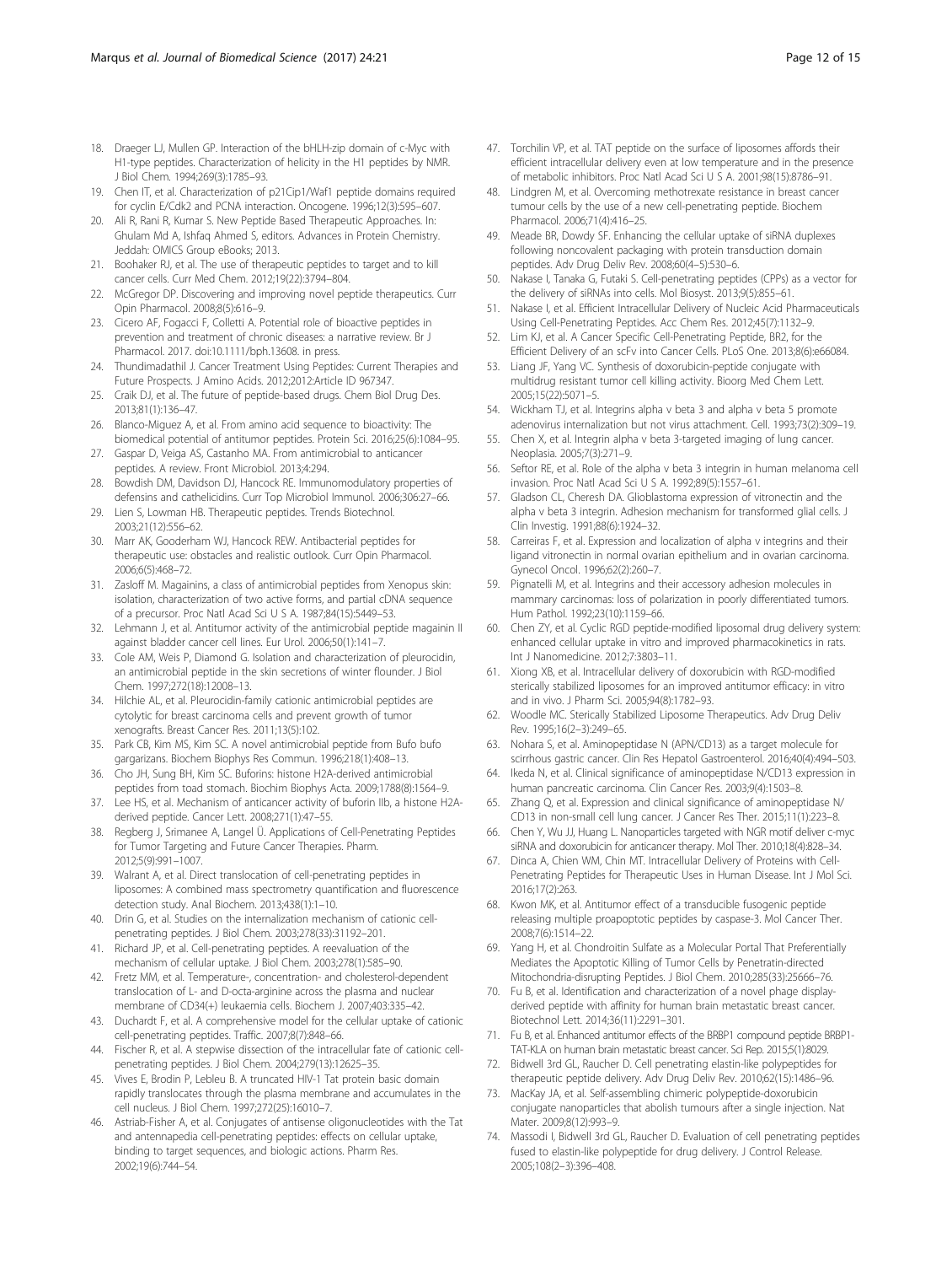18. Draeger LJ, Mullen GP. Interaction of the bHLH-zip domain of c-Myc with H1-type peptides. Characterization of helicity in the H1 peptides by NMR. J Biol Chem. 1994;269(3):1785–93.
19. Chen IT, et al. Characterization of p21Cip1/Waf1 peptide domains required for cyclin E/Cdk2 and PCNA interaction. Oncogene. 1996;12(3):595–607.
20. Ali R, Rani R, Kumar S. New Peptide Based Therapeutic Approaches. In: Ghulam Md A, Ishfaq Ahmed S, editors. Advances in Protein Chemistry. Jeddah: OMICS Group eBooks; 2013.
21. Boohaker RJ, et al. The use of therapeutic peptides to target and to kill cancer cells. Curr Med Chem. 2012;19(22):3794–804.
22. McGregor DP. Discovering and improving novel peptide therapeutics. Curr Opin Pharmacol. 2008;8(5):616–9.
23. Cicero AF, Fogacci F, Colletti A. Potential role of bioactive peptides in prevention and treatment of chronic diseases: a narrative review. Br J Pharmacol. 2017. doi:10.1111/bph.13608. in press.
24. Thundimadathil J. Cancer Treatment Using Peptides: Current Therapies and Future Prospects. J Amino Acids. 2012;2012:Article ID 967347.
25. Craik DJ, et al. The future of peptide-based drugs. Chem Biol Drug Des. 2013;81(1):136–47.
26. Blanco-Miguez A, et al. From amino acid sequence to bioactivity: The biomedical potential of antitumor peptides. Protein Sci. 2016;25(6):1084–95.
27. Gaspar D, Veiga AS, Castanho MA. From antimicrobial to anticancer peptides. A review. Front Microbiol. 2013;4:294.
28. Bowdish DM, Davidson DJ, Hancock RE. Immunomodulatory properties of defensins and cathelicidins. Curr Top Microbiol Immunol. 2006;306:27–66.
29. Lien S, Lowman HB. Therapeutic peptides. Trends Biotechnol. 2003;21(12):556–62.
30. Marr AK, Gooderham WJ, Hancock REW. Antibacterial peptides for therapeutic use: obstacles and realistic outlook. Curr Opin Pharmacol. 2006;6(5):468–72.
31. Zasloff M. Magainins, a class of antimicrobial peptides from Xenopus skin: isolation, characterization of two active forms, and partial cDNA sequence of a precursor. Proc Natl Acad Sci U S A. 1987;84(15):5449–53.
32. Lehmann J, et al. Antitumor activity of the antimicrobial peptide magainin II against bladder cancer cell lines. Eur Urol. 2006;50(1):141–7.
33. Cole AM, Weis P, Diamond G. Isolation and characterization of pleurocidin, an antimicrobial peptide in the skin secretions of winter flounder. J Biol Chem. 1997;272(18):12008–13.
34. Hilchie AL, et al. Pleurocidin-family cationic antimicrobial peptides are cytolytic for breast carcinoma cells and prevent growth of tumor xenografts. Breast Cancer Res. 2011;13(5):102.
35. Park CB, Kim MS, Kim SC. A novel antimicrobial peptide from Bufo bufo gargarizans. Biochem Biophys Res Commun. 1996;218(1):408–13.
36. Cho JH, Sung BH, Kim SC. Buforins: histone H2A-derived antimicrobial peptides from toad stomach. Biochim Biophys Acta. 2009;1788(8):1564–9.
37. Lee HS, et al. Mechanism of anticancer activity of buforin IIb, a histone H2A-derived peptide. Cancer Lett. 2008;271(1):47–55.
38. Regberg J, Srimanee A, Langel Ü. Applications of Cell-Penetrating Peptides for Tumor Targeting and Future Cancer Therapies. Pharm. 2012;5(9):991–1007.
39. Walrant A, et al. Direct translocation of cell-penetrating peptides in liposomes: A combined mass spectrometry quantification and fluorescence detection study. Anal Biochem. 2013;438(1):1–10.
40. Drin G, et al. Studies on the internalization mechanism of cationic cell-penetrating peptides. J Biol Chem. 2003;278(33):31192–201.
41. Richard JP, et al. Cell-penetrating peptides. A reevaluation of the mechanism of cellular uptake. J Biol Chem. 2003;278(1):585–90.
42. Fretz MM, et al. Temperature-, concentration- and cholesterol-dependent translocation of L- and D-octa-arginine across the plasma and nuclear membrane of CD34(+) leukaemia cells. Biochem J. 2007;403:335–42.
43. Duchardt F, et al. A comprehensive model for the cellular uptake of cationic cell-penetrating peptides. Traffic. 2007;8(7):848–66.
44. Fischer R, et al. A stepwise dissection of the intracellular fate of cationic cell-penetrating peptides. J Biol Chem. 2004;279(13):12625–35.
45. Vives E, Brodin P, Lebleu B. A truncated HIV-1 Tat protein basic domain rapidly translocates through the plasma membrane and accumulates in the cell nucleus. J Biol Chem. 1997;272(25):16010–7.
46. Astriab-Fisher A, et al. Conjugates of antisense oligonucleotides with the Tat and antennapedia cell-penetrating peptides: effects on cellular uptake, binding to target sequences, and biologic actions. Pharm Res. 2002;19(6):744–54.
47. Torchilin VP, et al. TAT peptide on the surface of liposomes affords their efficient intracellular delivery even at low temperature and in the presence of metabolic inhibitors. Proc Natl Acad Sci U S A. 2001;98(15):8786–91.
48. Lindgren M, et al. Overcoming methotrexate resistance in breast cancer tumour cells by the use of a new cell-penetrating peptide. Biochem Pharmacol. 2006;71(4):416–25.
49. Meade BR, Dowdy SF. Enhancing the cellular uptake of siRNA duplexes following noncovalent packaging with protein transduction domain peptides. Adv Drug Deliv Rev. 2008;60(4–5):530–6.
50. Nakase I, Tanaka G, Futaki S. Cell-penetrating peptides (CPPs) as a vector for the delivery of siRNAs into cells. Mol Biosyst. 2013;9(5):855–61.
51. Nakase I, et al. Efficient Intracellular Delivery of Nucleic Acid Pharmaceuticals Using Cell-Penetrating Peptides. Acc Chem Res. 2012;45(7):1132–9.
52. Lim KJ, et al. A Cancer Specific Cell-Penetrating Peptide, BR2, for the Efficient Delivery of an scFv into Cancer Cells. PLoS One. 2013;8(6):e66084.
53. Liang JF, Yang VC. Synthesis of doxorubicin-peptide conjugate with multidrug resistant tumor cell killing activity. Bioorg Med Chem Lett. 2005;15(22):5071–5.
54. Wickham TJ, et al. Integrins alpha v beta 3 and alpha v beta 5 promote adenovirus internalization but not virus attachment. Cell. 1993;73(2):309–19.
55. Chen X, et al. Integrin alpha v beta 3-targeted imaging of lung cancer. Neoplasia. 2005;7(3):271–9.
56. Seftor RE, et al. Role of the alpha v beta 3 integrin in human melanoma cell invasion. Proc Natl Acad Sci U S A. 1992;89(5):1557–61.
57. Gladson CL, Cheresh DA. Glioblastoma expression of vitronectin and the alpha v beta 3 integrin. Adhesion mechanism for transformed glial cells. J Clin Investig. 1991;88(6):1924–32.
58. Carreiras F, et al. Expression and localization of alpha v integrins and their ligand vitronectin in normal ovarian epithelium and in ovarian carcinoma. Gynecol Oncol. 1996;62(2):260–7.
59. Pignatelli M, et al. Integrins and their accessory adhesion molecules in mammary carcinomas: loss of polarization in poorly differentiated tumors. Hum Pathol. 1992;23(10):1159–66.
60. Chen ZY, et al. Cyclic RGD peptide-modified liposomal drug delivery system: enhanced cellular uptake in vitro and improved pharmacokinetics in rats. Int J Nanomedicine. 2012;7:3803–11.
61. Xiong XB, et al. Intracellular delivery of doxorubicin with RGD-modified sterically stabilized liposomes for an improved antitumor efficacy: in vitro and in vivo. J Pharm Sci. 2005;94(8):1782–93.
62. Woodle MC. Sterically Stabilized Liposome Therapeutics. Adv Drug Deliv Rev. 1995;16(2–3):249–65.
63. Nohara S, et al. Aminopeptidase N (APN/CD13) as a target molecule for scirrhous gastric cancer. Clin Res Hepatol Gastroenterol. 2016;40(4):494–503.
64. Ikeda N, et al. Clinical significance of aminopeptidase N/CD13 expression in human pancreatic carcinoma. Clin Cancer Res. 2003;9(4):1503–8.
65. Zhang Q, et al. Expression and clinical significance of aminopeptidase N/CD13 in non-small cell lung cancer. J Cancer Res Ther. 2015;11(1):223–8.
66. Chen Y, Wu JJ, Huang L. Nanoparticles targeted with NGR motif deliver c-myc siRNA and doxorubicin for anticancer therapy. Mol Ther. 2010;18(4):828–34.
67. Dinca A, Chien WM, Chin MT. Intracellular Delivery of Proteins with Cell-Penetrating Peptides for Therapeutic Uses in Human Disease. Int J Mol Sci. 2016;17(2):263.
68. Kwon MK, et al. Antitumor effect of a transducible fusogenic peptide releasing multiple proapoptotic peptides by caspase-3. Mol Cancer Ther. 2008;7(6):1514–22.
69. Yang H, et al. Chondroitin Sulfate as a Molecular Portal That Preferentially Mediates the Apoptotic Killing of Tumor Cells by Penetratin-directed Mitochondria-disrupting Peptides. J Biol Chem. 2010;285(33):25666–76.
70. Fu B, et al. Identification and characterization of a novel phage display-derived peptide with affinity for human brain metastatic breast cancer. Biotechnol Lett. 2014;36(11):2291–301.
71. Fu B, et al. Enhanced antitumor effects of the BRBP1 compound peptide BRBP1-TAT-KLA on human brain metastatic breast cancer. Sci Rep. 2015;5(1):8029.
72. Bidwell 3rd GL, Raucher D. Cell penetrating elastin-like polypeptides for therapeutic peptide delivery. Adv Drug Deliv Rev. 2010;62(15):1486–96.
73. MacKay JA, et al. Self-assembling chimeric polypeptide-doxorubicin conjugate nanoparticles that abolish tumours after a single injection. Nat Mater. 2009;8(12):993–9.
74. Massodi I, Bidwell 3rd GL, Raucher D. Evaluation of cell penetrating peptides fused to elastin-like polypeptide for drug delivery. J Control Release. 2005;108(2–3):396–408.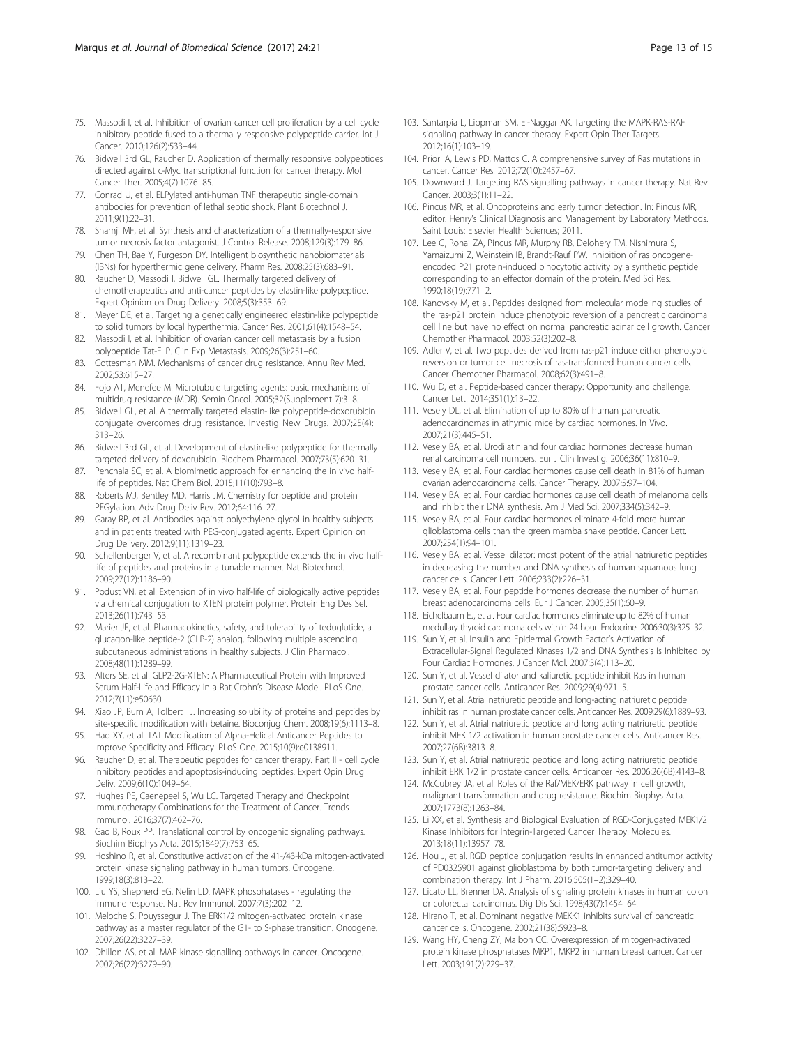75. Massodi I, et al. Inhibition of ovarian cancer cell proliferation by a cell cycle inhibitory peptide fused to a thermally responsive polypeptide carrier. Int J Cancer. 2010;126(2):533–44.
76. Bidwell 3rd GL, Raucher D. Application of thermally responsive polypeptides directed against c-Myc transcriptional function for cancer therapy. Mol Cancer Ther. 2005;4(7):1076–85.
77. Conrad U, et al. ELPylated anti-human TNF therapeutic single-domain antibodies for prevention of lethal septic shock. Plant Biotechnol J. 2011;9(1):22–31.
78. Shamji MF, et al. Synthesis and characterization of a thermally-responsive tumor necrosis factor antagonist. J Control Release. 2008;129(3):179–86.
79. Chen TH, Bae Y, Furgeson DY. Intelligent biosynthetic nanobiomaterials (IBNs) for hyperthermic gene delivery. Pharm Res. 2008;25(3):683–91.
80. Raucher D, Massodi I, Bidwell GL. Thermally targeted delivery of chemotherapeutics and anti-cancer peptides by elastin-like polypeptide. Expert Opinion on Drug Delivery. 2008;5(3):353–69.
81. Meyer DE, et al. Targeting a genetically engineered elastin-like polypeptide to solid tumors by local hyperthermia. Cancer Res. 2001;61(4):1548–54.
82. Massodi I, et al. Inhibition of ovarian cancer cell metastasis by a fusion polypeptide Tat-ELP. Clin Exp Metastasis. 2009;26(3):251–60.
83. Gottesman MM. Mechanisms of cancer drug resistance. Annu Rev Med. 2002;53:615–27.
84. Fojo AT, Menefee M. Microtubule targeting agents: basic mechanisms of multidrug resistance (MDR). Semin Oncol. 2005;32(Supplement 7):3–8.
85. Bidwell GL, et al. A thermally targeted elastin-like polypeptide-doxorubicin conjugate overcomes drug resistance. Investig New Drugs. 2007;25(4): 313–26.
86. Bidwell 3rd GL, et al. Development of elastin-like polypeptide for thermally targeted delivery of doxorubicin. Biochem Pharmacol. 2007;73(5):620–31.
87. Penchala SC, et al. A biomimetic approach for enhancing the in vivo half-life of peptides. Nat Chem Biol. 2015;11(10):793–8.
88. Roberts MJ, Bentley MD, Harris JM. Chemistry for peptide and protein PEGylation. Adv Drug Deliv Rev. 2012;64:116–27.
89. Garay RP, et al. Antibodies against polyethylene glycol in healthy subjects and in patients treated with PEG-conjugated agents. Expert Opinion on Drug Delivery. 2012;9(11):1319–23.
90. Schellenberger V, et al. A recombinant polypeptide extends the in vivo half-life of peptides and proteins in a tunable manner. Nat Biotechnol. 2009;27(12):1186–90.
91. Podust VN, et al. Extension of in vivo half-life of biologically active peptides via chemical conjugation to XTEN protein polymer. Protein Eng Des Sel. 2013;26(11):743–53.
92. Marier JF, et al. Pharmacokinetics, safety, and tolerability of teduglutide, a glucagon-like peptide-2 (GLP-2) analog, following multiple ascending subcutaneous administrations in healthy subjects. J Clin Pharmacol. 2008;48(11):1289–99.
93. Alters SE, et al. GLP2-2G-XTEN: A Pharmaceutical Protein with Improved Serum Half-Life and Efficacy in a Rat Crohn's Disease Model. PLoS One. 2012;7(11):e50630.
94. Xiao JP, Burn A, Tolbert TJ. Increasing solubility of proteins and peptides by site-specific modification with betaine. Bioconjug Chem. 2008;19(6):1113–8.
95. Hao XY, et al. TAT Modification of Alpha-Helical Anticancer Peptides to Improve Specificity and Efficacy. PLoS One. 2015;10(9):e0138911.
96. Raucher D, et al. Therapeutic peptides for cancer therapy. Part II - cell cycle inhibitory peptides and apoptosis-inducing peptides. Expert Opin Drug Deliv. 2009;6(10):1049–64.
97. Hughes PE, Caenepeel S, Wu LC. Targeted Therapy and Checkpoint Immunotherapy Combinations for the Treatment of Cancer. Trends Immunol. 2016;37(7):462–76.
98. Gao B, Roux PP. Translational control by oncogenic signaling pathways. Biochim Biophys Acta. 2015;1849(7):753–65.
99. Hoshino R, et al. Constitutive activation of the 41-/43-kDa mitogen-activated protein kinase signaling pathway in human tumors. Oncogene. 1999;18(3):813–22.
100. Liu YS, Shepherd EG, Nelin LD. MAPK phosphatases - regulating the immune response. Nat Rev Immunol. 2007;7(3):202–12.
101. Meloche S, Pouyssegur J. The ERK1/2 mitogen-activated protein kinase pathway as a master regulator of the G1- to S-phase transition. Oncogene. 2007;26(22):3227–39.
102. Dhillon AS, et al. MAP kinase signalling pathways in cancer. Oncogene. 2007;26(22):3279–90.
103. Santarpia L, Lippman SM, El-Naggar AK. Targeting the MAPK-RAS-RAF signaling pathway in cancer therapy. Expert Opin Ther Targets. 2012;16(1):103–19.
104. Prior IA, Lewis PD, Mattos C. A comprehensive survey of Ras mutations in cancer. Cancer Res. 2012;72(10):2457–67.
105. Downward J. Targeting RAS signalling pathways in cancer therapy. Nat Rev Cancer. 2003;3(1):11–22.
106. Pincus MR, et al. Oncoproteins and early tumor detection. In: Pincus MR, editor. Henry's Clinical Diagnosis and Management by Laboratory Methods. Saint Louis: Elsevier Health Sciences; 2011.
107. Lee G, Ronai ZA, Pincus MR, Murphy RB, Delohery TM, Nishimura S, Yamaizumi Z, Weinstein IB, Brandt-Rauf PW. Inhibition of ras oncogene-encoded P21 protein-induced pinocytotic activity by a synthetic peptide corresponding to an effector domain of the protein. Med Sci Res. 1990;18(19):771–2.
108. Kanovsky M, et al. Peptides designed from molecular modeling studies of the ras-p21 protein induce phenotypic reversion of a pancreatic carcinoma cell line but have no effect on normal pancreatic acinar cell growth. Cancer Chemother Pharmacol. 2003;52(3):202–8.
109. Adler V, et al. Two peptides derived from ras-p21 induce either phenotypic reversion or tumor cell necrosis of ras-transformed human cancer cells. Cancer Chemother Pharmacol. 2008;62(3):491–8.
110. Wu D, et al. Peptide-based cancer therapy: Opportunity and challenge. Cancer Lett. 2014;351(1):13–22.
111. Vesely DL, et al. Elimination of up to 80% of human pancreatic adenocarcinomas in athymic mice by cardiac hormones. In Vivo. 2007;21(3):445–51.
112. Vesely BA, et al. Urodilatin and four cardiac hormones decrease human renal carcinoma cell numbers. Eur J Clin Investig. 2006;36(11):810–9.
113. Vesely BA, et al. Four cardiac hormones cause cell death in 81% of human ovarian adenocarcinoma cells. Cancer Therapy. 2007;5:97–104.
114. Vesely BA, et al. Four cardiac hormones cause cell death of melanoma cells and inhibit their DNA synthesis. Am J Med Sci. 2007;334(5):342–9.
115. Vesely BA, et al. Four cardiac hormones eliminate 4-fold more human glioblastoma cells than the green mamba snake peptide. Cancer Lett. 2007;254(1):94–101.
116. Vesely BA, et al. Vessel dilator: most potent of the atrial natriuretic peptides in decreasing the number and DNA synthesis of human squamous lung cancer cells. Cancer Lett. 2006;233(2):226–31.
117. Vesely BA, et al. Four peptide hormones decrease the number of human breast adenocarcinoma cells. Eur J Cancer. 2005;35(1):60–9.
118. Eichelbaum EJ, et al. Four cardiac hormones eliminate up to 82% of human medullary thyroid carcinoma cells within 24 hour. Endocrine. 2006;30(3):325–32.
119. Sun Y, et al. Insulin and Epidermal Growth Factor's Activation of Extracellular-Signal Regulated Kinases 1/2 and DNA Synthesis Is Inhibited by Four Cardiac Hormones. J Cancer Mol. 2007;3(4):113–20.
120. Sun Y, et al. Vessel dilator and kaliuretic peptide inhibit Ras in human prostate cancer cells. Anticancer Res. 2009;29(4):971–5.
121. Sun Y, et al. Atrial natriuretic peptide and long-acting natriuretic peptide inhibit ras in human prostate cancer cells. Anticancer Res. 2009;29(6):1889–93.
122. Sun Y, et al. Atrial natriuretic peptide and long acting natriuretic peptide inhibit MEK 1/2 activation in human prostate cancer cells. Anticancer Res. 2007;27(6B):3813–8.
123. Sun Y, et al. Atrial natriuretic peptide and long acting natriuretic peptide inhibit ERK 1/2 in prostate cancer cells. Anticancer Res. 2006;26(6B):4143–8.
124. McCubrey JA, et al. Roles of the Raf/MEK/ERK pathway in cell growth, malignant transformation and drug resistance. Biochim Biophys Acta. 2007;1773(8):1263–84.
125. Li XX, et al. Synthesis and Biological Evaluation of RGD-Conjugated MEK1/2 Kinase Inhibitors for Integrin-Targeted Cancer Therapy. Molecules. 2013;18(11):13957–78.
126. Hou J, et al. RGD peptide conjugation results in enhanced antitumor activity of PD0325901 against glioblastoma by both tumor-targeting delivery and combination therapy. Int J Pharm. 2016;505(1–2):329–40.
127. Licato LL, Brenner DA. Analysis of signaling protein kinases in human colon or colorectal carcinomas. Dig Dis Sci. 1998;43(7):1454–64.
128. Hirano T, et al. Dominant negative MEKK1 inhibits survival of pancreatic cancer cells. Oncogene. 2002;21(38):5923–8.
129. Wang HY, Cheng ZY, Malbon CC. Overexpression of mitogen-activated protein kinase phosphatases MKP1, MKP2 in human breast cancer. Cancer Lett. 2003;191(2):229–37.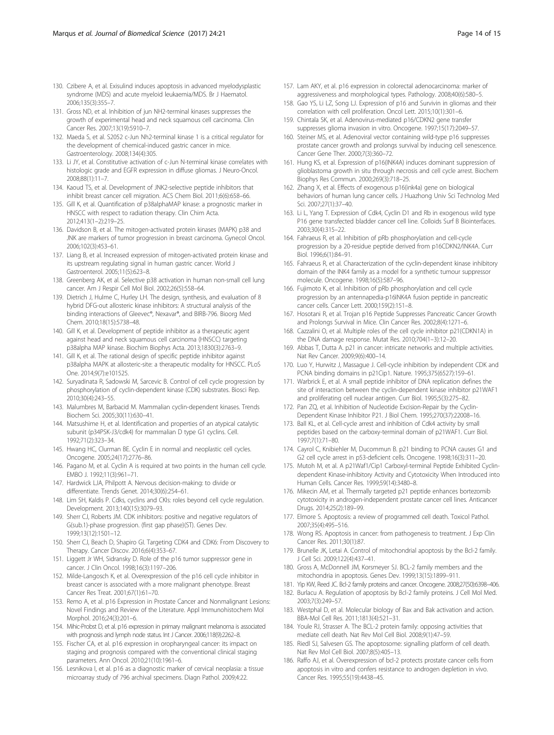130. Czibere A, et al. Exisulind induces apoptosis in advanced myelodysplastic syndrome (MDS) and acute myeloid leukaemia/MDS. Br J Haematol. 2006;135(3):355–7.
131. Gross ND, et al. Inhibition of jun NH2-terminal kinases suppresses the growth of experimental head and neck squamous cell carcinoma. Clin Cancer Res. 2007;13(19):5910–7.
132. Maeda S, et al. S2052 c-Jun Nh2-terminal kinase 1 is a critical regulator for the development of chemical-induced gastric cancer in mice. Gastroenterology. 2008;134(4):305.
133. Li JY, et al. Constitutive activation of c-Jun N-terminal kinase correlates with histologic grade and EGFR expression in diffuse gliomas. J Neuro-Oncol. 2008;88(1):11–7.
134. Kaoud TS, et al. Development of JNK2-selective peptide inhibitors that inhibit breast cancer cell migration. ACS Chem Biol. 2011;6(6):658–66.
135. Gill K, et al. Quantification of p38alphaMAP kinase: a prognostic marker in HNSCC with respect to radiation therapy. Clin Chim Acta. 2012;413(1–2):219–25.
136. Davidson B, et al. The mitogen-activated protein kinases (MAPK) p38 and JNK are markers of tumor progression in breast carcinoma. Gynecol Oncol. 2006;102(3):453–61.
137. Liang B, et al. Increased expression of mitogen-activated protein kinase and its upstream regulating signal in human gastric cancer. World J Gastroenterol. 2005;11(5):623–8.
138. Greenberg AK, et al. Selective p38 activation in human non-small cell lung cancer. Am J Respir Cell Mol Biol. 2002;26(5):558–64.
139. Dietrich J, Hulme C, Hurley LH. The design, synthesis, and evaluation of 8 hybrid DFG-out allosteric kinase inhibitors: A structural analysis of the binding interactions of Gleevec®, Nexavar®, and BIRB-796. Bioorg Med Chem. 2010;18(15):5738–48.
140. Gill K, et al. Development of peptide inhibitor as a therapeutic agent against head and neck squamous cell carcinoma (HNSCC) targeting p38alpha MAP kinase. Biochim Biophys Acta. 2013;1830(3):2763–9.
141. Gill K, et al. The rational design of specific peptide inhibitor against p38alpha MAPK at allosteric-site: a therapeutic modality for HNSCC. PLoS One. 2014;9(7):e101525.
142. Suryadinata R, Sadowski M, Sarcevic B. Control of cell cycle progression by phosphorylation of cyclin-dependent kinase (CDK) substrates. Biosci Rep. 2010;30(4):243–55.
143. Malumbres M, Barbacid M. Mammalian cyclin-dependent kinases. Trends Biochem Sci. 2005;30(11):630–41.
144. Matsushime H, et al. Identification and properties of an atypical catalytic subunit (p34PSK-J3/cdk4) for mammalian D type G1 cyclins. Cell. 1992;71(2):323–34.
145. Hwang HC, Clurman BE. Cyclin E in normal and neoplastic cell cycles. Oncogene. 2005;24(17):2776–86.
146. Pagano M, et al. Cyclin A is required at two points in the human cell cycle. EMBO J. 1992;11(3):961–71.
147. Hardwick LJA, Philpott A. Nervous decision-making: to divide or differentiate. Trends Genet. 2014;30(6):254–61.
148. Lim SH, Kaldis P. Cdks, cyclins and CKIs: roles beyond cell cycle regulation. Development. 2013;140(15):3079–93.
149. Sherr CJ, Roberts JM. CDK inhibitors: positive and negative regulators of G(sub.1)-phase progression. (first gap phase)(ST). Genes Dev. 1999;13(12):1501–12.
150. Sherr CJ, Beach D, Shapiro GI. Targeting CDK4 and CDK6: From Discovery to Therapy. Cancer Discov. 2016;6(4):353–67.
151. Liggett Jr WH, Sidransky D. Role of the p16 tumor suppressor gene in cancer. J Clin Oncol. 1998;16(3):1197–206.
152. Milde-Langosch K, et al. Overexpression of the p16 cell cycle inhibitor in breast cancer is associated with a more malignant phenotype. Breast Cancer Res Treat. 2001;67(1):61–70.
153. Remo A, et al. p16 Expression in Prostate Cancer and Nonmalignant Lesions: Novel Findings and Review of the Literature. Appl Immunohistochem Mol Morphol. 2016;24(3):201–6.
154. Mihic-Probst D, et al. p16 expression in primary malignant melanoma is associated with prognosis and lymph node status. Int J Cancer. 2006;118(9):2262–8.
155. Fischer CA, et al. p16 expression in oropharyngeal cancer: its impact on staging and prognosis compared with the conventional clinical staging parameters. Ann Oncol. 2010;21(10):1961–6.
156. Lesnikova I, et al. p16 as a diagnostic marker of cervical neoplasia: a tissue microarray study of 796 archival specimens. Diagn Pathol. 2009;4:22.
157. Lam AKY, et al. p16 expression in colorectal adenocarcinoma: marker of aggressiveness and morphological types. Pathology. 2008;40(6):580–5.
158. Gao YS, Li LZ, Song LJ. Expression of p16 and Survivin in gliomas and their correlation with cell proliferation. Oncol Lett. 2015;10(1):301–6.
159. Chintala SK, et al. Adenovirus-mediated p16/CDKN2 gene transfer suppresses glioma invasion in vitro. Oncogene. 1997;15(17):2049–57.
160. Steiner MS, et al. Adenoviral vector containing wild-type p16 suppresses prostate cancer growth and prolongs survival by inducing cell senescence. Cancer Gene Ther. 2000;7(3):360–72.
161. Hung KS, et al. Expression of p16(INK4A) induces dominant suppression of glioblastoma growth in situ through necrosis and cell cycle arrest. Biochem Biophys Res Commun. 2000;269(3):718–25.
162. Zhang X, et al. Effects of exogenous p16(ink4a) gene on biological behaviors of human lung cancer cells. J Huazhong Univ Sci Technolog Med Sci. 2007;27(1):37–40.
163. Li L, Yang T. Expression of Cdk4, Cyclin D1 and Rb in exogenous wild type P16 gene transfected bladder cancer cell line. Colloids Surf B Biointerfaces. 2003;30(4):315–22.
164. Fahraeus R, et al. Inhibition of pRb phosphorylation and cell-cycle progression by a 20-residue peptide derived from p16CDKN2/INK4A. Curr Biol. 1996;6(1):84–91.
165. Fahraeus R, et al. Characterization of the cyclin-dependent kinase inhibitory domain of the INK4 family as a model for a synthetic tumour suppressor molecule. Oncogene. 1998;16(5):587–96.
166. Fujimoto K, et al. Inhibition of pRb phosphorylation and cell cycle progression by an antennapedia-p16INK4A fusion peptide in pancreatic cancer cells. Cancer Lett. 2000;159(2):151–8.
167. Hosotani R, et al. Trojan p16 Peptide Suppresses Pancreatic Cancer Growth and Prolongs Survival in Mice. Clin Cancer Res. 2002;8(4):1271–6.
168. Cazzalini O, et al. Multiple roles of the cell cycle inhibitor p21(CDKN1A) in the DNA damage response. Mutat Res. 2010;704(1–3):12–20.
169. Abbas T, Dutta A. p21 in cancer: intricate networks and multiple activities. Nat Rev Cancer. 2009;9(6):400–14.
170. Luo Y, Hurwitz J, Massague J. Cell-cycle inhibition by independent CDK and PCNA binding domains in p21Cip1. Nature. 1995;375(6527):159–61.
171. Warbrick E, et al. A small peptide inhibitor of DNA replication defines the site of interaction between the cyclin-dependent kinase inhibitor p21WAF1 and proliferating cell nuclear antigen. Curr Biol. 1995;5(3):275–82.
172. Pan ZQ, et al. Inhibition of Nucleotide Excision-Repair by the Cyclin-Dependent Kinase Inhibitor P21. J Biol Chem. 1995;270(37):22008–16.
173. Ball KL, et al. Cell-cycle arrest and inhibition of Cdk4 activity by small peptides based on the carboxy-terminal domain of p21WAF1. Curr Biol. 1997;7(1):71–80.
174. Cayrol C, Knibiehler M, Ducommun B. p21 binding to PCNA causes G1 and G2 cell cycle arrest in p53-deficient cells. Oncogene. 1998;16(3):311–20.
175. Mutoh M, et al. A p21Waf1/Cip1 Carboxyl-terminal Peptide Exhibited Cyclin-dependent Kinase-inhibitory Activity and Cytotoxicity When Introduced into Human Cells. Cancer Res. 1999;59(14):3480–8.
176. Mikecin AM, et al. Thermally targeted p21 peptide enhances bortezomib cytotoxicity in androgen-independent prostate cancer cell lines. Anticancer Drugs. 2014;25(2):189–99.
177. Elmore S. Apoptosis: a review of programmed cell death. Toxicol Pathol. 2007;35(4):495–516.
178. Wong RS. Apoptosis in cancer: from pathogenesis to treatment. J Exp Clin Cancer Res. 2011;30(1):87.
179. Brunelle JK, Letai A. Control of mitochondrial apoptosis by the Bcl-2 family. J Cell Sci. 2009;122(4):437–41.
180. Gross A, McDonnell JM, Korsmeyer SJ. BCL-2 family members and the mitochondria in apoptosis. Genes Dev. 1999;13(15):1899–911.
181. Yip KW, Reed JC. Bcl-2 family proteins and cancer. Oncogene. 2008;27(50):6398–406.
182. Burlacu A. Regulation of apoptosis by Bcl-2 family proteins. J Cell Mol Med. 2003;7(3):249–57.
183. Westphal D, et al. Molecular biology of Bax and Bak activation and action. BBA-Mol Cell Res. 2011;1813(4):521–31.
184. Youle RJ, Strasser A. The BCL-2 protein family: opposing activities that mediate cell death. Nat Rev Mol Cell Biol. 2008;9(1):47–59.
185. Riedl SJ, Salvesen GS. The apoptosome: signalling platform of cell death. Nat Rev Mol Cell Biol. 2007;8(5):405–13.
186. Raffo AJ, et al. Overexpression of bcl-2 protects prostate cancer cells from apoptosis in vitro and confers resistance to androgen depletion in vivo. Cancer Res. 1995;55(19):4438–45.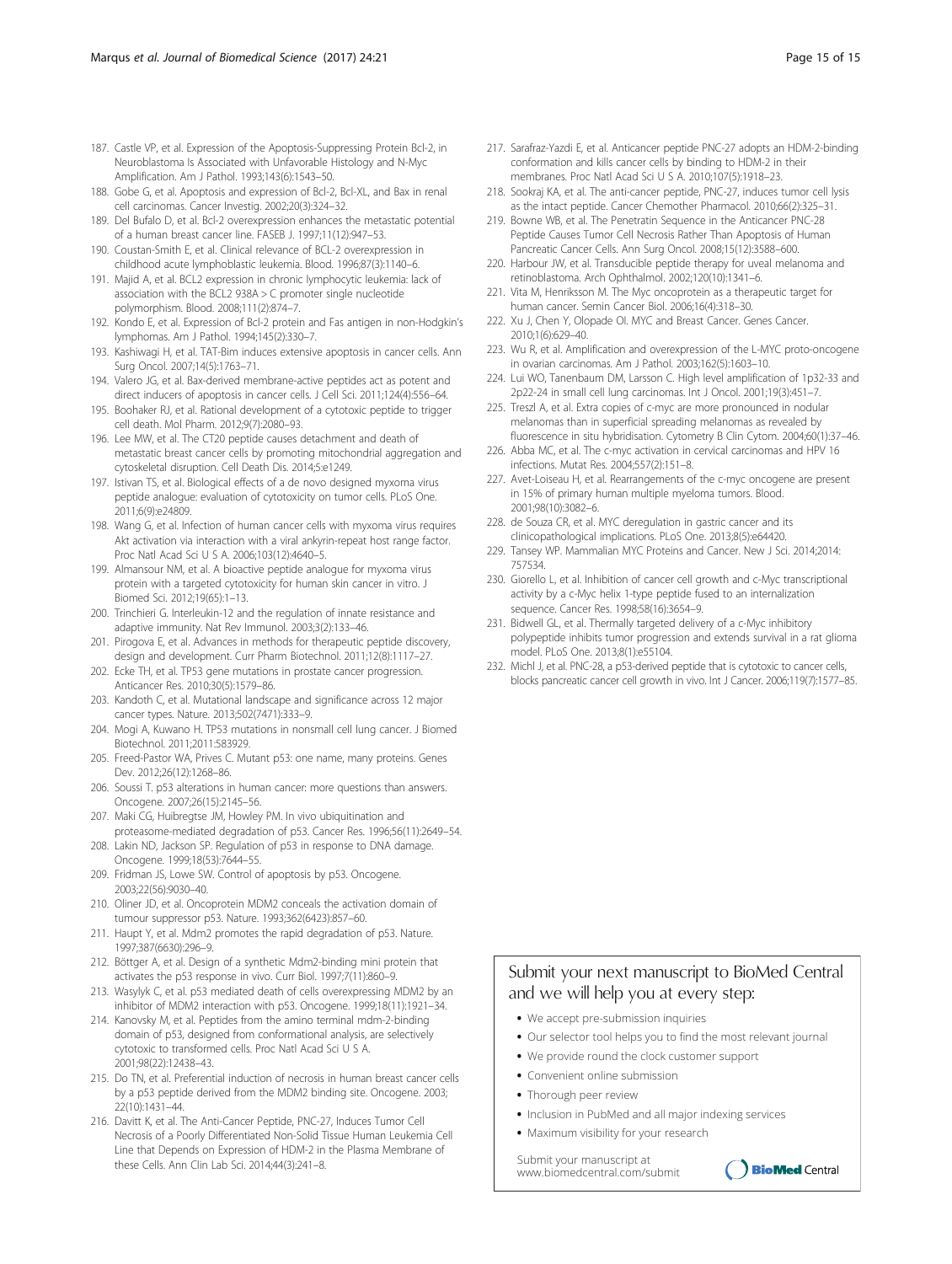187. Castle VP, et al. Expression of the Apoptosis-Suppressing Protein Bcl-2, in Neuroblastoma Is Associated with Unfavorable Histology and N-Myc Amplification. Am J Pathol. 1993;143(6):1543–50.
188. Gobe G, et al. Apoptosis and expression of Bcl-2, Bcl-XL, and Bax in renal cell carcinomas. Cancer Investig. 2002;20(3):324–32.
189. Del Bufalo D, et al. Bcl-2 overexpression enhances the metastatic potential of a human breast cancer line. FASEB J. 1997;11(12):947–53.
190. Coustan-Smith E, et al. Clinical relevance of BCL-2 overexpression in childhood acute lymphoblastic leukemia. Blood. 1996;87(3):1140–6.
191. Majid A, et al. BCL2 expression in chronic lymphocytic leukemia: lack of association with the BCL2 938A > C promoter single nucleotide polymorphism. Blood. 2008;111(2):874–7.
192. Kondo E, et al. Expression of Bcl-2 protein and Fas antigen in non-Hodgkin's lymphomas. Am J Pathol. 1994;145(2):330–7.
193. Kashiwagi H, et al. TAT-Bim induces extensive apoptosis in cancer cells. Ann Surg Oncol. 2007;14(5):1763–71.
194. Valero JG, et al. Bax-derived membrane-active peptides act as potent and direct inducers of apoptosis in cancer cells. J Cell Sci. 2011;124(4):556–64.
195. Boohaker RJ, et al. Rational development of a cytotoxic peptide to trigger cell death. Mol Pharm. 2012;9(7):2080–93.
196. Lee MW, et al. The CT20 peptide causes detachment and death of metastatic breast cancer cells by promoting mitochondrial aggregation and cytoskeletal disruption. Cell Death Dis. 2014;5:e1249.
197. Istivan TS, et al. Biological effects of a de novo designed myxoma virus peptide analogue: evaluation of cytotoxicity on tumor cells. PLoS One. 2011;6(9):e24809.
198. Wang G, et al. Infection of human cancer cells with myxoma virus requires Akt activation via interaction with a viral ankyrin-repeat host range factor. Proc Natl Acad Sci U S A. 2006;103(12):4640–5.
199. Almansour NM, et al. A bioactive peptide analogue for myxoma virus protein with a targeted cytotoxicity for human skin cancer in vitro. J Biomed Sci. 2012;19(65):1–13.
200. Trinchieri G. Interleukin-12 and the regulation of innate resistance and adaptive immunity. Nat Rev Immunol. 2003;3(2):133–46.
201. Pirogova E, et al. Advances in methods for therapeutic peptide discovery, design and development. Curr Pharm Biotechnol. 2011;12(8):1117–27.
202. Ecke TH, et al. TP53 gene mutations in prostate cancer progression. Anticancer Res. 2010;30(5):1579–86.
203. Kandoth C, et al. Mutational landscape and significance across 12 major cancer types. Nature. 2013;502(7471):333–9.
204. Mogi A, Kuwano H. TP53 mutations in nonsmall cell lung cancer. J Biomed Biotechnol. 2011;2011:583929.
205. Freed-Pastor WA, Prives C. Mutant p53: one name, many proteins. Genes Dev. 2012;26(12):1268–86.
206. Soussi T. p53 alterations in human cancer: more questions than answers. Oncogene. 2007;26(15):2145–56.
207. Maki CG, Huibregtse JM, Howley PM. In vivo ubiquitination and proteasome-mediated degradation of p53. Cancer Res. 1996;56(11):2649–54.
208. Lakin ND, Jackson SP. Regulation of p53 in response to DNA damage. Oncogene. 1999;18(53):7644–55.
209. Fridman JS, Lowe SW. Control of apoptosis by p53. Oncogene. 2003;22(56):9030–40.
210. Oliner JD, et al. Oncoprotein MDM2 conceals the activation domain of tumour suppressor p53. Nature. 1993;362(6423):857–60.
211. Haupt Y, et al. Mdm2 promotes the rapid degradation of p53. Nature. 1997;387(6630):296–9.
212. Böttger A, et al. Design of a synthetic Mdm2-binding mini protein that activates the p53 response in vivo. Curr Biol. 1997;7(11):860–9.
213. Wasylyk C, et al. p53 mediated death of cells overexpressing MDM2 by an inhibitor of MDM2 interaction with p53. Oncogene. 1999;18(11):1921–34.
214. Kanovsky M, et al. Peptides from the amino terminal mdm-2-binding domain of p53, designed from conformational analysis, are selectively cytotoxic to transformed cells. Proc Natl Acad Sci U S A. 2001;98(22):12438–43.
215. Do TN, et al. Preferential induction of necrosis in human breast cancer cells by a p53 peptide derived from the MDM2 binding site. Oncogene. 2003; 22(10):1431–44.
216. Davitt K, et al. The Anti-Cancer Peptide, PNC-27, Induces Tumor Cell Necrosis of a Poorly Differentiated Non-Solid Tissue Human Leukemia Cell Line that Depends on Expression of HDM-2 in the Plasma Membrane of these Cells. Ann Clin Lab Sci. 2014;44(3):241–8.
217. Sarafraz-Yazdi E, et al. Anticancer peptide PNC-27 adopts an HDM-2-binding conformation and kills cancer cells by binding to HDM-2 in their membranes. Proc Natl Acad Sci U S A. 2010;107(5):1918–23.
218. Sookraj KA, et al. The anti-cancer peptide, PNC-27, induces tumor cell lysis as the intact peptide. Cancer Chemother Pharmacol. 2010;66(2):325–31.
219. Bowne WB, et al. The Penetratin Sequence in the Anticancer PNC-28 Peptide Causes Tumor Cell Necrosis Rather Than Apoptosis of Human Pancreatic Cancer Cells. Ann Surg Oncol. 2008;15(12):3588–600.
220. Harbour JW, et al. Transducible peptide therapy for uveal melanoma and retinoblastoma. Arch Ophthalmol. 2002;120(10):1341–6.
221. Vita M, Henriksson M. The Myc oncoprotein as a therapeutic target for human cancer. Semin Cancer Biol. 2006;16(4):318–30.
222. Xu J, Chen Y, Olopade OI. MYC and Breast Cancer. Genes Cancer. 2010;1(6):629–40.
223. Wu R, et al. Amplification and overexpression of the L-MYC proto-oncogene in ovarian carcinomas. Am J Pathol. 2003;162(5):1603–10.
224. Lui WO, Tanenbaum DM, Larsson C. High level amplification of 1p32-33 and 2p22-24 in small cell lung carcinomas. Int J Oncol. 2001;19(3):451–7.
225. Treszl A, et al. Extra copies of c-myc are more pronounced in nodular melanomas than in superficial spreading melanomas as revealed by fluorescence in situ hybridisation. Cytometry B Clin Cytom. 2004;60(1):37–46.
226. Abba MC, et al. The c-myc activation in cervical carcinomas and HPV 16 infections. Mutat Res. 2004;557(2):151–8.
227. Avet-Loiseau H, et al. Rearrangements of the c-myc oncogene are present in 15% of primary human multiple myeloma tumors. Blood. 2001;98(10):3082–6.
228. de Souza CR, et al. MYC deregulation in gastric cancer and its clinicopathological implications. PLoS One. 2013;8(5):e64420.
229. Tansey WP. Mammalian MYC Proteins and Cancer. New J Sci. 2014;2014: 757534.
230. Giorello L, et al. Inhibition of cancer cell growth and c-Myc transcriptional activity by a c-Myc helix 1-type peptide fused to an internalization sequence. Cancer Res. 1998;58(16):3654–9.
231. Bidwell GL, et al. Thermally targeted delivery of a c-Myc inhibitory polypeptide inhibits tumor progression and extends survival in a rat glioma model. PLoS One. 2013;8(1):e55104.
232. Michl J, et al. PNC-28, a p53-derived peptide that is cytotoxic to cancer cells, blocks pancreatic cancer cell growth in vivo. Int J Cancer. 2006;119(7):1577–85.

Submit your next manuscript to BioMed Central and we will help you at every step:

- We accept pre-submission inquiries
- Our selector tool helps you to find the most relevant journal
- We provide round the clock customer support
- Convenient online submission
- Thorough peer review
- Inclusion in PubMed and all major indexing services
- Maximum visibility for your research

Submit your manuscript at www.biomedcentral.com/submit

BioMed Central